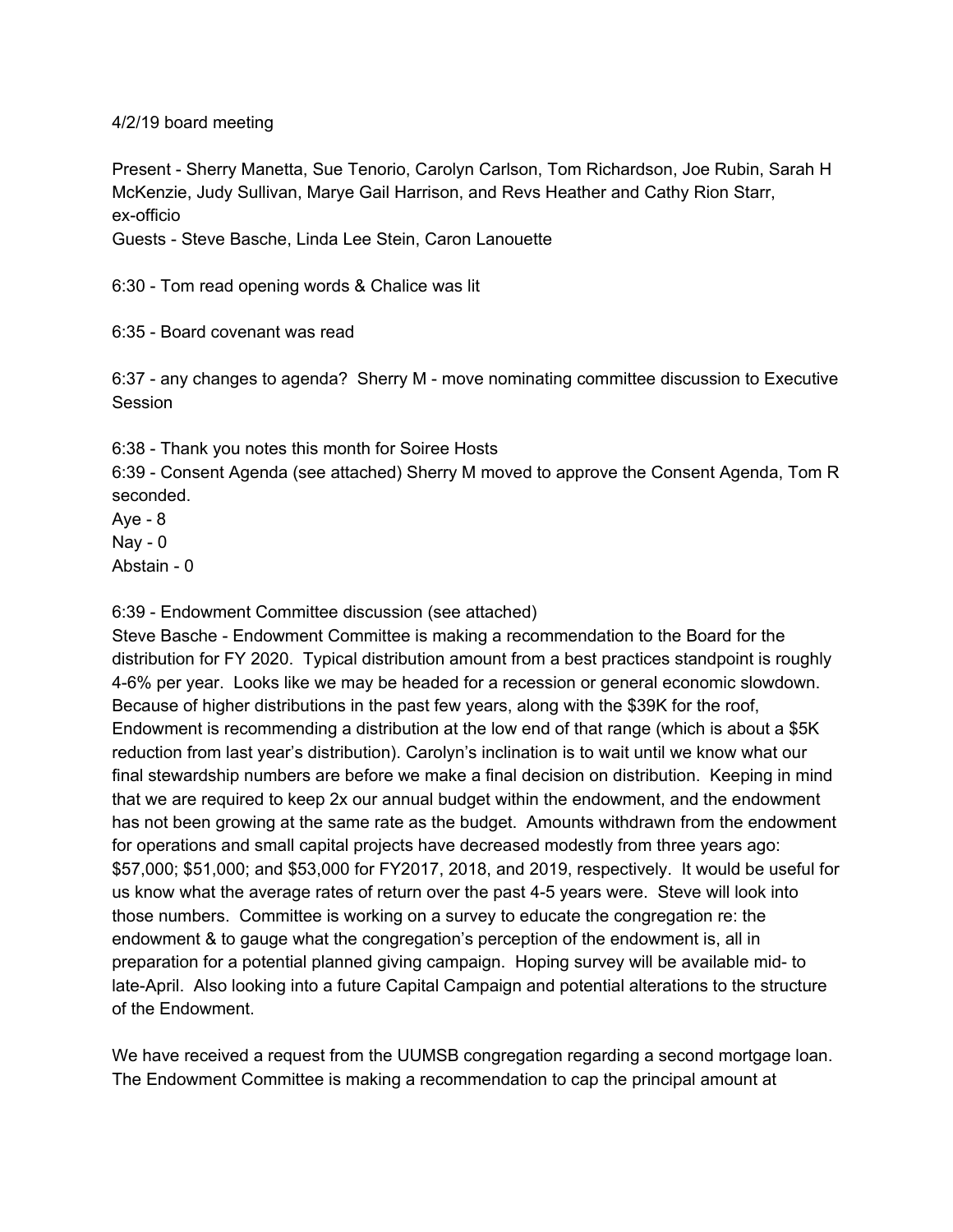4/2/19 board meeting

Present - Sherry Manetta, Sue Tenorio, Carolyn Carlson, Tom Richardson, Joe Rubin, Sarah H McKenzie, Judy Sullivan, Marye Gail Harrison, and Revs Heather and Cathy Rion Starr, ex-officio

Guests - Steve Basche, Linda Lee Stein, Caron Lanouette

6:30 - Tom read opening words & Chalice was lit

6:35 - Board covenant was read

6:37 - any changes to agenda? Sherry M - move nominating committee discussion to Executive Session

6:38 - Thank you notes this month for Soiree Hosts

6:39 - Consent Agenda (see attached) Sherry M moved to approve the Consent Agenda, Tom R seconded.

Aye - 8

Nay - 0

Abstain - 0

6:39 - Endowment Committee discussion (see attached)

Steve Basche - Endowment Committee is making a recommendation to the Board for the distribution for FY 2020. Typical distribution amount from a best practices standpoint is roughly 4-6% per year. Looks like we may be headed for a recession or general economic slowdown. Because of higher distributions in the past few years, along with the $39K for the roof, Endowment is recommending a distribution at the low end of that range (which is about a $5K reduction from last year's distribution). Carolyn's inclination is to wait until we know what our final stewardship numbers are before we make a final decision on distribution. Keeping in mind that we are required to keep 2x our annual budget within the endowment, and the endowment has not been growing at the same rate as the budget. Amounts withdrawn from the endowment for operations and small capital projects have decreased modestly from three years ago: $57,000; $51,000; and $53,000 for FY2017, 2018, and 2019, respectively. It would be useful for us know what the average rates of return over the past 4-5 years were. Steve will look into those numbers. Committee is working on a survey to educate the congregation re: the endowment & to gauge what the congregation's perception of the endowment is, all in preparation for a potential planned giving campaign. Hoping survey will be available mid- to late-April. Also looking into a future Capital Campaign and potential alterations to the structure of the Endowment.

We have received a request from the UUMSB congregation regarding a second mortgage loan. The Endowment Committee is making a recommendation to cap the principal amount at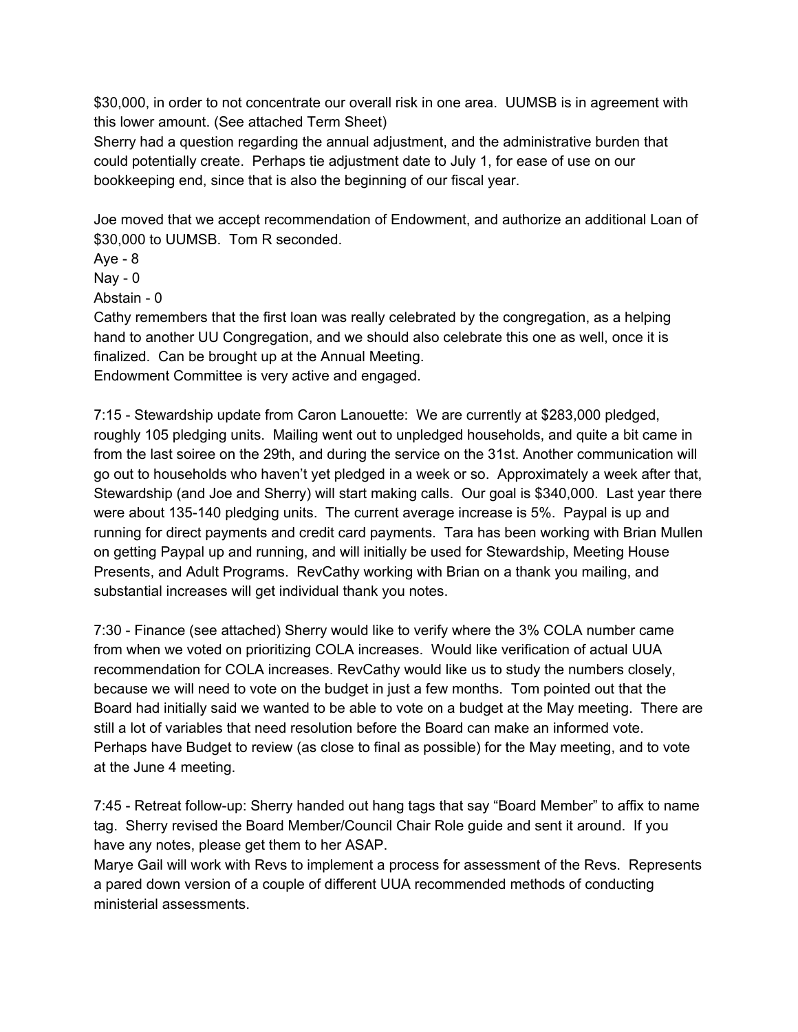$30,000, in order to not concentrate our overall risk in one area. UUMSB is in agreement with this lower amount. (See attached Term Sheet)
Sherry had a question regarding the annual adjustment, and the administrative burden that could potentially create. Perhaps tie adjustment date to July 1, for ease of use on our bookkeeping end, since that is also the beginning of our fiscal year.

Joe moved that we accept recommendation of Endowment, and authorize an additional Loan of $30,000 to UUMSB. Tom R seconded.
Aye - 8
Nay - 0
Abstain - 0
Cathy remembers that the first loan was really celebrated by the congregation, as a helping hand to another UU Congregation, and we should also celebrate this one as well, once it is finalized. Can be brought up at the Annual Meeting.
Endowment Committee is very active and engaged.

7:15 - Stewardship update from Caron Lanouette: We are currently at $283,000 pledged, roughly 105 pledging units. Mailing went out to unpledged households, and quite a bit came in from the last soiree on the 29th, and during the service on the 31st. Another communication will go out to households who haven't yet pledged in a week or so. Approximately a week after that, Stewardship (and Joe and Sherry) will start making calls. Our goal is $340,000. Last year there were about 135-140 pledging units. The current average increase is 5%. Paypal is up and running for direct payments and credit card payments. Tara has been working with Brian Mullen on getting Paypal up and running, and will initially be used for Stewardship, Meeting House Presents, and Adult Programs. RevCathy working with Brian on a thank you mailing, and substantial increases will get individual thank you notes.

7:30 - Finance (see attached) Sherry would like to verify where the 3% COLA number came from when we voted on prioritizing COLA increases. Would like verification of actual UUA recommendation for COLA increases. RevCathy would like us to study the numbers closely, because we will need to vote on the budget in just a few months. Tom pointed out that the Board had initially said we wanted to be able to vote on a budget at the May meeting. There are still a lot of variables that need resolution before the Board can make an informed vote. Perhaps have Budget to review (as close to final as possible) for the May meeting, and to vote at the June 4 meeting.

7:45 - Retreat follow-up: Sherry handed out hang tags that say "Board Member" to affix to name tag. Sherry revised the Board Member/Council Chair Role guide and sent it around. If you have any notes, please get them to her ASAP.
Marye Gail will work with Revs to implement a process for assessment of the Revs. Represents a pared down version of a couple of different UUA recommended methods of conducting ministerial assessments.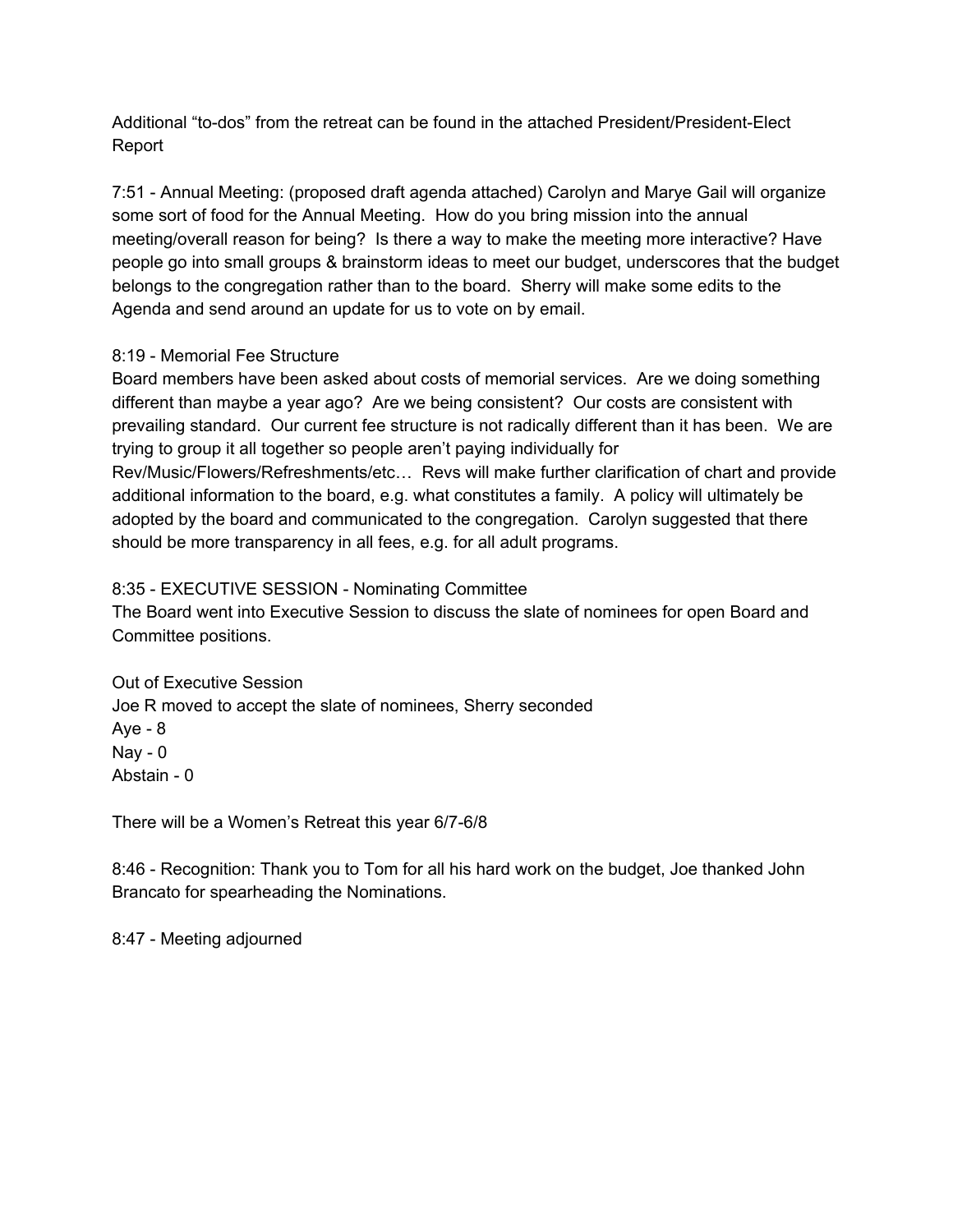Additional “to-dos” from the retreat can be found in the attached President/President-Elect Report

7:51 - Annual Meeting: (proposed draft agenda attached) Carolyn and Marye Gail will organize some sort of food for the Annual Meeting. How do you bring mission into the annual meeting/overall reason for being? Is there a way to make the meeting more interactive? Have people go into small groups & brainstorm ideas to meet our budget, underscores that the budget belongs to the congregation rather than to the board. Sherry will make some edits to the Agenda and send around an update for us to vote on by email.

8:19 - Memorial Fee Structure
Board members have been asked about costs of memorial services. Are we doing something different than maybe a year ago? Are we being consistent? Our costs are consistent with prevailing standard. Our current fee structure is not radically different than it has been. We are trying to group it all together so people aren't paying individually for Rev/Music/Flowers/Refreshments/etc… Revs will make further clarification of chart and provide additional information to the board, e.g. what constitutes a family. A policy will ultimately be adopted by the board and communicated to the congregation. Carolyn suggested that there should be more transparency in all fees, e.g. for all adult programs.

8:35 - EXECUTIVE SESSION - Nominating Committee
The Board went into Executive Session to discuss the slate of nominees for open Board and Committee positions.

Out of Executive Session
Joe R moved to accept the slate of nominees, Sherry seconded
Aye - 8
Nay - 0
Abstain - 0

There will be a Women's Retreat this year 6/7-6/8

8:46 - Recognition: Thank you to Tom for all his hard work on the budget, Joe thanked John Brancato for spearheading the Nominations.

8:47 - Meeting adjourned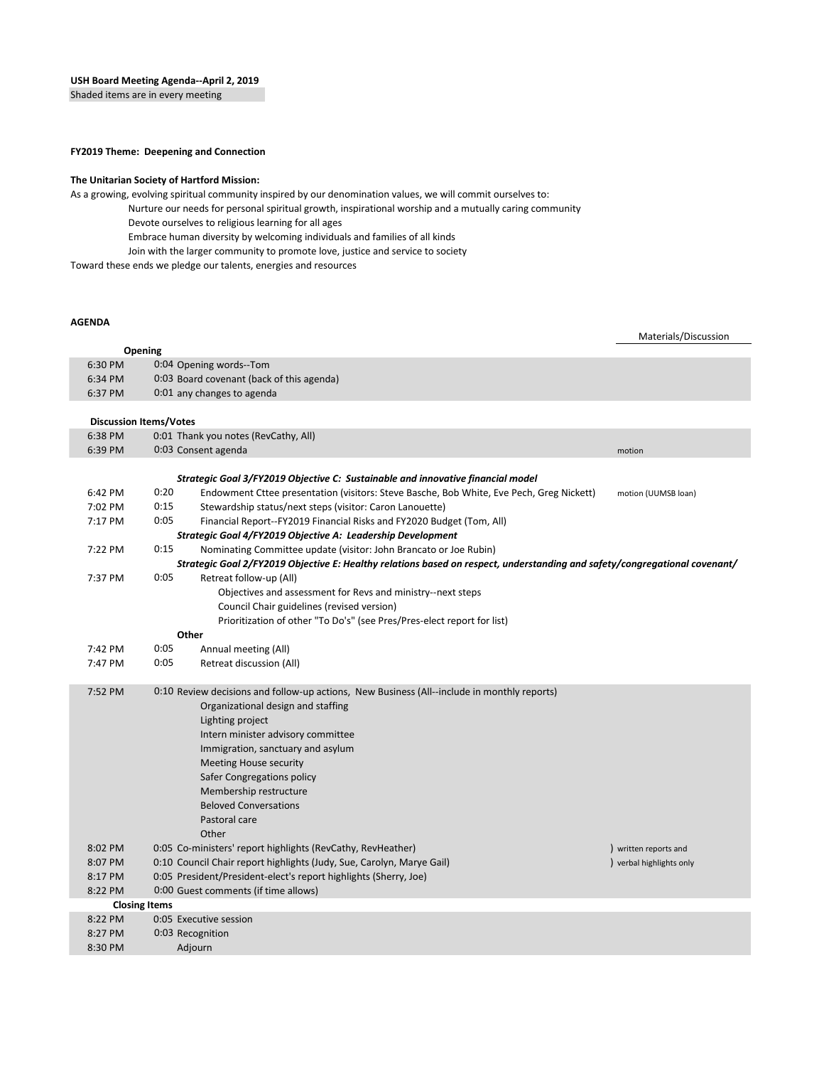**USH Board Meeting Agenda--April 2, 2019**

Shaded items are in every meeting

**FY2019 Theme: Deepening and Connection**

**The Unitarian Society of Hartford Mission:**

As a growing, evolving spiritual community inspired by our denomination values, we will commit ourselves to:

- Nurture our needs for personal spiritual growth, inspirational worship and a mutually caring community
- Devote ourselves to religious learning for all ages
- Embrace human diversity by welcoming individuals and families of all kinds
- Join with the larger community to promote love, justice and service to society

Toward these ends we pledge our talents, energies and resources

**AGENDA**

| Time | Duration | Item | Materials/Discussion |
|---|---|---|---|
| **Opening** | | | |
| 6:30 PM | 0:04 | Opening words--Tom | |
| 6:34 PM | 0:03 | Board covenant (back of this agenda) | |
| 6:37 PM | 0:01 | any changes to agenda | |
| **Discussion Items/Votes** | | | |
| 6:38 PM | 0:01 | Thank you notes (RevCathy, All) | |
| 6:39 PM | 0:03 | Consent agenda | motion |
| | | ***Strategic Goal 3/FY2019 Objective C: Sustainable and innovative financial model*** | |
| 6:42 PM | 0:20 | Endowment Cttee presentation (visitors: Steve Basche, Bob White, Eve Pech, Greg Nickett) | motion (UUMSB loan) |
| 7:02 PM | 0:15 | Stewardship status/next steps (visitor: Caron Lanouette) | |
| 7:17 PM | 0:05 | Financial Report--FY2019 Financial Risks and FY2020 Budget (Tom, All) | |
| | | ***Strategic Goal 4/FY2019 Objective A: Leadership Development*** | |
| 7:22 PM | 0:15 | Nominating Committee update (visitor: John Brancato or Joe Rubin) | |
| | | ***Strategic Goal 2/FY2019 Objective E: Healthy relations based on respect, understanding and safety/congregational covenant/*** | |
| 7:37 PM | 0:05 | Retreat follow-up (All) | |
| | | Objectives and assessment for Revs and ministry--next steps | |
| | | Council Chair guidelines (revised version) | |
| | | Prioritization of other "To Do's" (see Pres/Pres-elect report for list) | |
| | | **Other** | |
| 7:42 PM | 0:05 | Annual meeting (All) | |
| 7:47 PM | 0:05 | Retreat discussion (All) | |
| 7:52 PM | 0:10 | Review decisions and follow-up actions, New Business (All--include in monthly reports) | |
| | | Organizational design and staffing | |
| | | Lighting project | |
| | | Intern minister advisory committee | |
| | | Immigration, sanctuary and asylum | |
| | | Meeting House security | |
| | | Safer Congregations policy | |
| | | Membership restructure | |
| | | Beloved Conversations | |
| | | Pastoral care | |
| | | Other | |
| 8:02 PM | 0:05 | Co-ministers' report highlights (RevCathy, RevHeather) | ) written reports and |
| 8:07 PM | 0:10 | Council Chair report highlights (Judy, Sue, Carolyn, Marye Gail) | ) verbal highlights only |
| 8:17 PM | 0:05 | President/President-elect's report highlights (Sherry, Joe) | |
| 8:22 PM | 0:00 | Guest comments (if time allows) | |
| **Closing Items** | | | |
| 8:22 PM | 0:05 | Executive session | |
| 8:27 PM | 0:03 | Recognition | |
| 8:30 PM | | Adjourn | |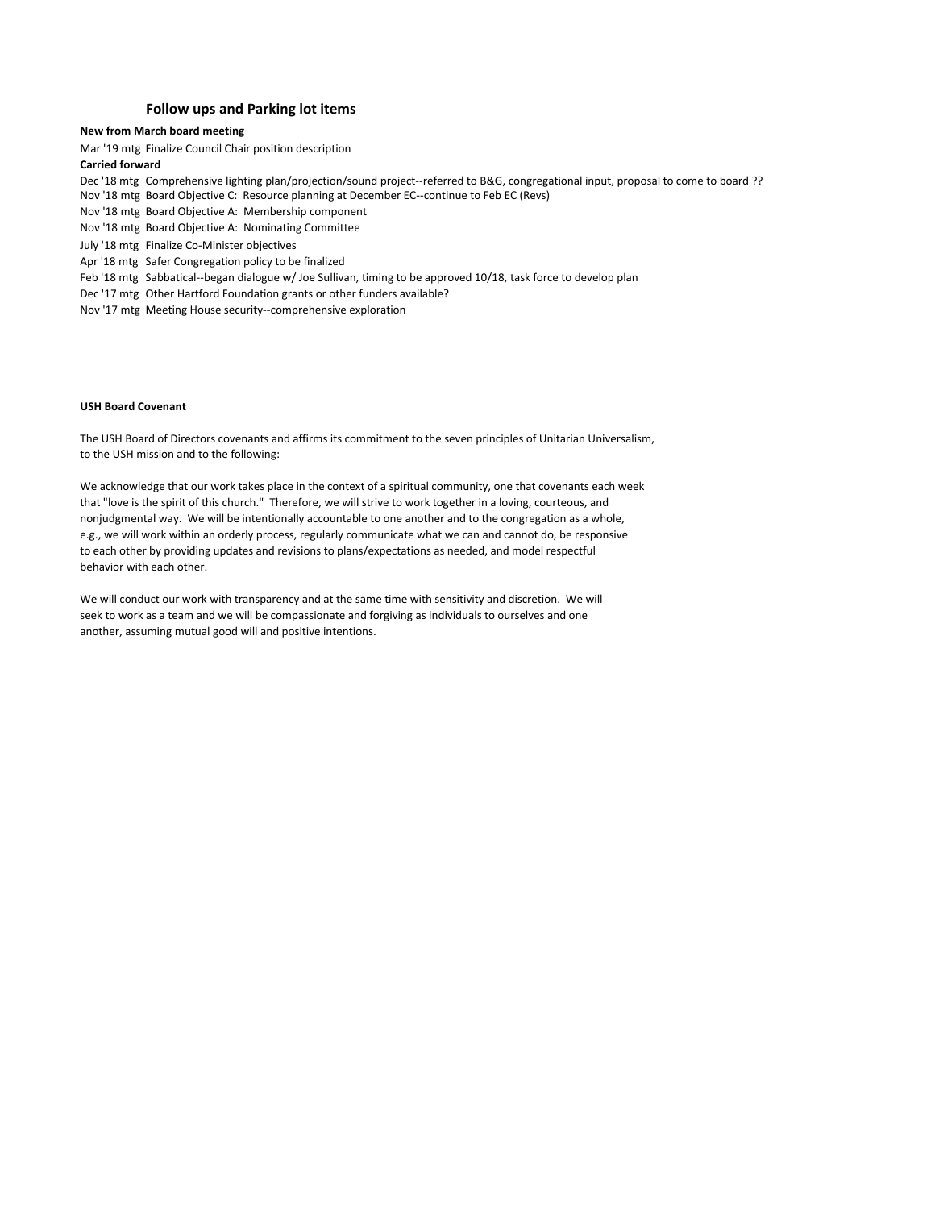## Follow ups and Parking lot items

**New from March board meeting**

Mar '19 mtg Finalize Council Chair position description

**Carried forward**

Dec '18 mtg Comprehensive lighting plan/projection/sound project--referred to B&G, congregational input, proposal to come to board ??

Nov '18 mtg Board Objective C: Resource planning at December EC--continue to Feb EC (Revs)

Nov '18 mtg Board Objective A: Membership component

Nov '18 mtg Board Objective A: Nominating Committee

July '18 mtg Finalize Co-Minister objectives

Apr '18 mtg Safer Congregation policy to be finalized

Feb '18 mtg Sabbatical--began dialogue w/ Joe Sullivan, timing to be approved 10/18, task force to develop plan

Dec '17 mtg Other Hartford Foundation grants or other funders available?

Nov '17 mtg Meeting House security--comprehensive exploration

**USH Board Covenant**

The USH Board of Directors covenants and affirms its commitment to the seven principles of Unitarian Universalism, to the USH mission and to the following:

We acknowledge that our work takes place in the context of a spiritual community, one that covenants each week that "love is the spirit of this church." Therefore, we will strive to work together in a loving, courteous, and nonjudgmental way. We will be intentionally accountable to one another and to the congregation as a whole, e.g., we will work within an orderly process, regularly communicate what we can and cannot do, be responsive to each other by providing updates and revisions to plans/expectations as needed, and model respectful behavior with each other.

We will conduct our work with transparency and at the same time with sensitivity and discretion. We will seek to work as a team and we will be compassionate and forgiving as individuals to ourselves and one another, assuming mutual good will and positive intentions.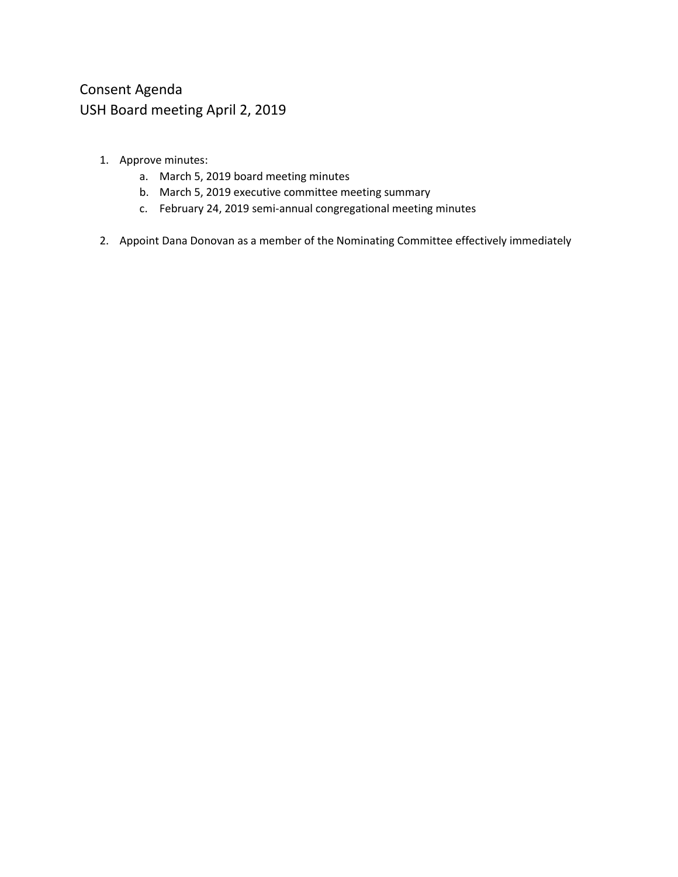# Consent Agenda
# USH Board meeting April 2, 2019

1. Approve minutes:
   a. March 5, 2019 board meeting minutes
   b. March 5, 2019 executive committee meeting summary
   c. February 24, 2019 semi-annual congregational meeting minutes

2. Appoint Dana Donovan as a member of the Nominating Committee effectively immediately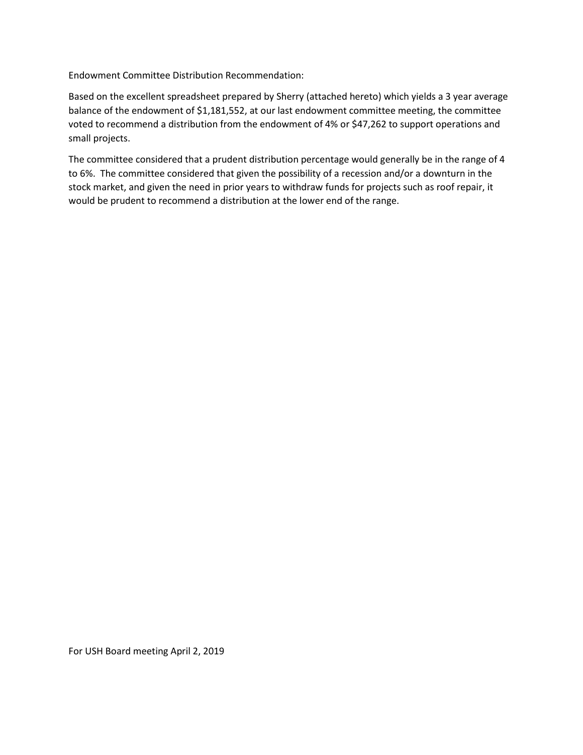Endowment Committee Distribution Recommendation:

Based on the excellent spreadsheet prepared by Sherry (attached hereto) which yields a 3 year average balance of the endowment of $1,181,552, at our last endowment committee meeting, the committee voted to recommend a distribution from the endowment of 4% or $47,262 to support operations and small projects.

The committee considered that a prudent distribution percentage would generally be in the range of 4 to 6%. The committee considered that given the possibility of a recession and/or a downturn in the stock market, and given the need in prior years to withdraw funds for projects such as roof repair, it would be prudent to recommend a distribution at the lower end of the range.

For USH Board meeting April 2, 2019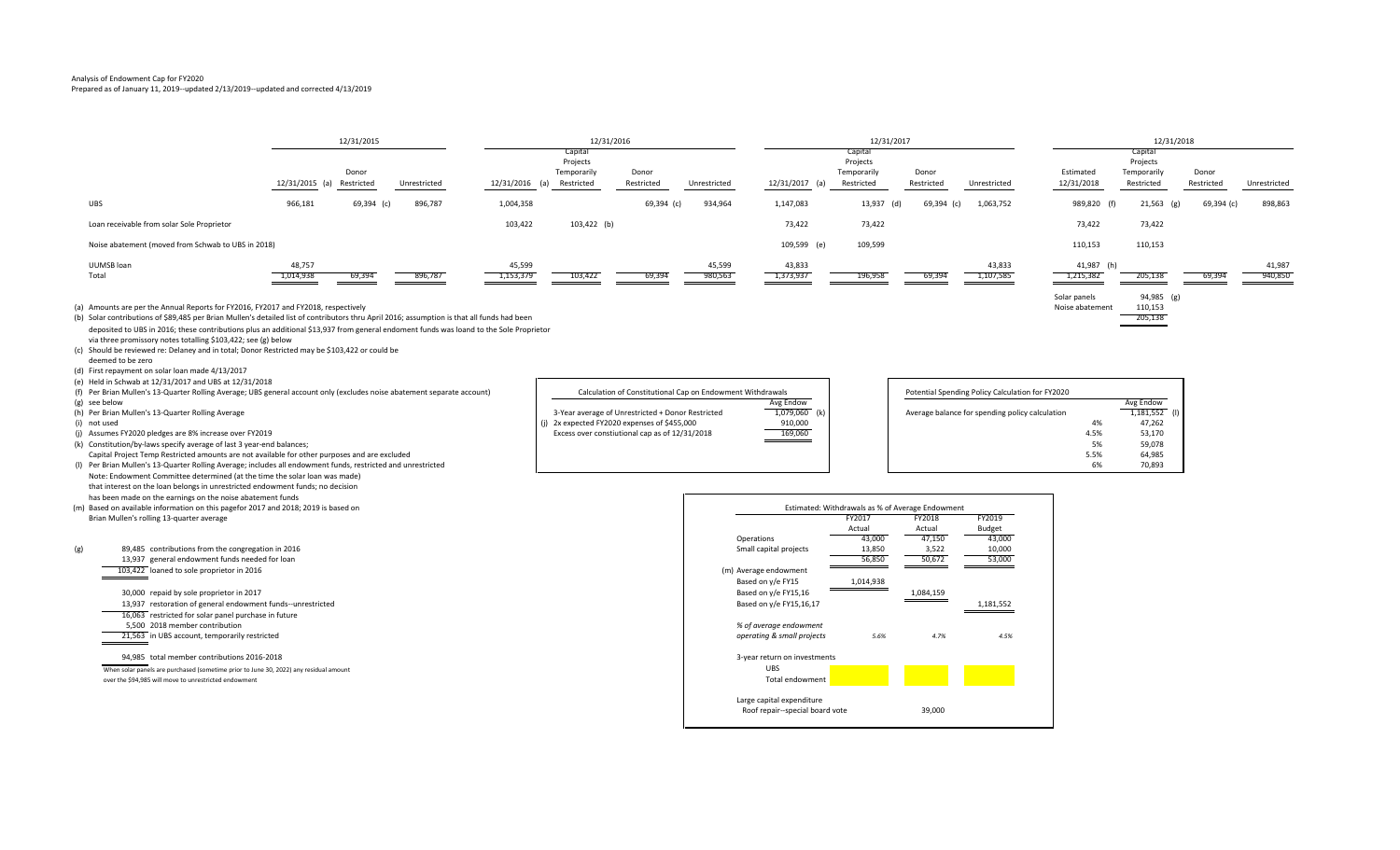Analysis of Endowment Cap for FY2020
Prepared as of January 11, 2019--updated 2/13/2019--updated and corrected 4/13/2019

| | 12/31/2015 | | | 12/31/2016 | | | | 12/31/2017 | | | | 12/31/2018 | | | |
|---|---|---|---|---|---|---|---|---|---|---|---|---|---|---|---|
| | 12/31/2015 (a) | Donor Restricted | Unrestricted | 12/31/2016 (a) | Capital Projects Temporarily Restricted | Donor Restricted | Unrestricted | 12/31/2017 (a) | Capital Projects Temporarily Restricted | Donor Restricted | Unrestricted | Estimated 12/31/2018 | Capital Projects Temporarily Restricted | Donor Restricted | Unrestricted |
| UBS | 966,181 | 69,394 (c) | 896,787 | 1,004,358 | | 69,394 (c) | 934,964 | 1,147,083 | 13,937 (d) | 69,394 (c) | 1,063,752 | 989,820 (f) | 21,563 (g) | 69,394 (c) | 898,863 |
| Loan receivable from solar Sole Proprietor | | | | 103,422 | 103,422 (b) | | | 73,422 | 73,422 | | | 73,422 | 73,422 | | |
| Noise abatement (moved from Schwab to UBS in 2018) | | | | | | | | 109,599 (e) | 109,599 | | | 110,153 | 110,153 | | |
| UUMSB loan | 48,757 | | | 45,599 | | | 45,599 | 43,833 | | | 43,833 | 41,987 (h) | | | 41,987 |
| Total | 1,014,938 | 69,394 | 896,787 | 1,153,379 | 103,422 | 69,394 | 980,563 | 1,373,937 | 196,958 | 69,394 | 1,107,585 | 1,215,382 | 205,138 | 69,394 | 940,850 |

| | |
|---|---|
| Solar panels | 94,985 (g) |
| Noise abatement | 110,153 |
| | 205,138 |

(a) Amounts are per the Annual Reports for FY2016, FY2017 and FY2018, respectively
(b) Solar contributions of $89,485 per Brian Mullen's detailed list of contributors thru April 2016; assumption is that all funds had been deposited to UBS in 2016; these contributions plus an additional $13,937 from general endowment funds was loand to the Sole Proprietor via three promissory notes totalling $103,422; see (g) below
(c) Should be reviewed re: Delaney and in total; Donor Restricted may be $103,422 or could be deemed to be zero
(d) First repayment on solar loan made 4/13/2017
(e) Held in Schwab at 12/31/2017 and UBS at 12/31/2018
(f) Per Brian Mullen's 13-Quarter Rolling Average; UBS general account only (excludes noise abatement separate account)
(g) see below
(h) Per Brian Mullen's 13-Quarter Rolling Average
(i) not used
(j) Assumes FY2020 pledges are 8% increase over FY2019
(k) Constitution/by-laws specify average of last 3 year-end balances;
Capital Project Temp Restricted amounts are not available for other purposes and are excluded
(l) Per Brian Mullen's 13-Quarter Rolling Average; includes all endowment funds, restricted and unrestricted
Note: Endowment Committee determined (at the time the solar loan was made) that interest on the loan belongs in unrestricted endowment funds; no decision has been made on the earnings on the noise abatement funds
(m) Based on available information on this pagefor 2017 and 2018; 2019 is based on Brian Mullen's rolling 13-quarter average

(g)

| | |
|---|---|
| 89,485 | contributions from the congregation in 2016 |
| 13,937 | general endowment funds needed for loan |
| 103,422 | loaned to sole proprietor in 2016 |
| | |
| 30,000 | repaid by sole proprietor in 2017 |
| 13,937 | restoration of general endowment funds--unrestricted |
| 16,063 | restricted for solar panel purchase in future |
| 5,500 | 2018 member contribution |
| 21,563 | in UBS account, temporarily restricted |
| | |
| 94,985 | total member contributions 2016-2018 |

When solar panels are purchased (sometime prior to June 30, 2022) any residual amount over the $94,985 will move to unrestricted endowment

| Calculation of Constitutional Cap on Endowment Withdrawals | Avg Endow |
|---|---|
| 3-Year average of Unrestricted + Donor Restricted | 1,079,060 (k) |
| (j) 2x expected FY2020 expenses of $455,000 | 910,000 |
| Excess over constiutional cap as of 12/31/2018 | 169,060 |

| Potential Spending Policy Calculation for FY2020 | | Avg Endow |
|---|---|---|
| Average balance for spending policy calculation | | 1,181,552 (l) |
| | 4% | 47,262 |
| | 4.5% | 53,170 |
| | 5% | 59,078 |
| | 5.5% | 64,985 |
| | 6% | 70,893 |

| Estimated: Withdrawals as % of Average Endowment | FY2017 Actual | FY2018 Actual | FY2019 Budget |
|---|---|---|---|
| Operations | 43,000 | 47,150 | 43,000 |
| Small capital projects | 13,850 | 3,522 | 10,000 |
| | 56,850 | 50,672 | 53,000 |
| (m) Average endowment | | | |
| Based on y/e FY15 | 1,014,938 | | |
| Based on y/e FY15,16 | | 1,084,159 | |
| Based on y/e FY15,16,17 | | | 1,181,552 |
| *% of average endowment operating & small projects* | *5.6%* | *4.7%* | *4.5%* |
| 3-year return on investments | | | |
| UBS | | | |
| Total endowment | | | |
| Large capital expenditure | | | |
| Roof repair--special board vote | | 39,000 | |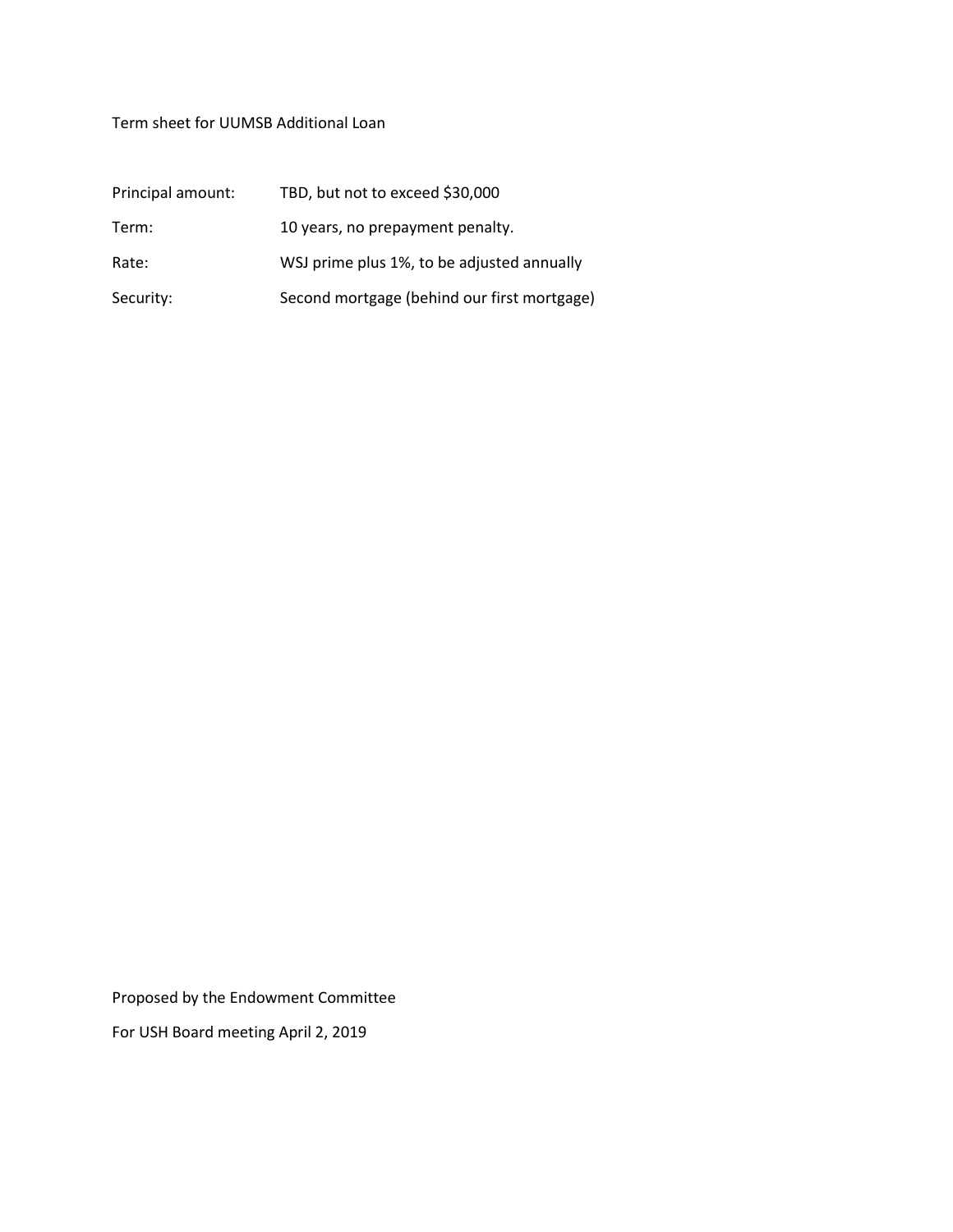Term sheet for UUMSB Additional Loan

| | |
|---|---|
| Principal amount: | TBD, but not to exceed $30,000 |
| Term: | 10 years, no prepayment penalty. |
| Rate: | WSJ prime plus 1%, to be adjusted annually |
| Security: | Second mortgage (behind our first mortgage) |

Proposed by the Endowment Committee

For USH Board meeting April 2, 2019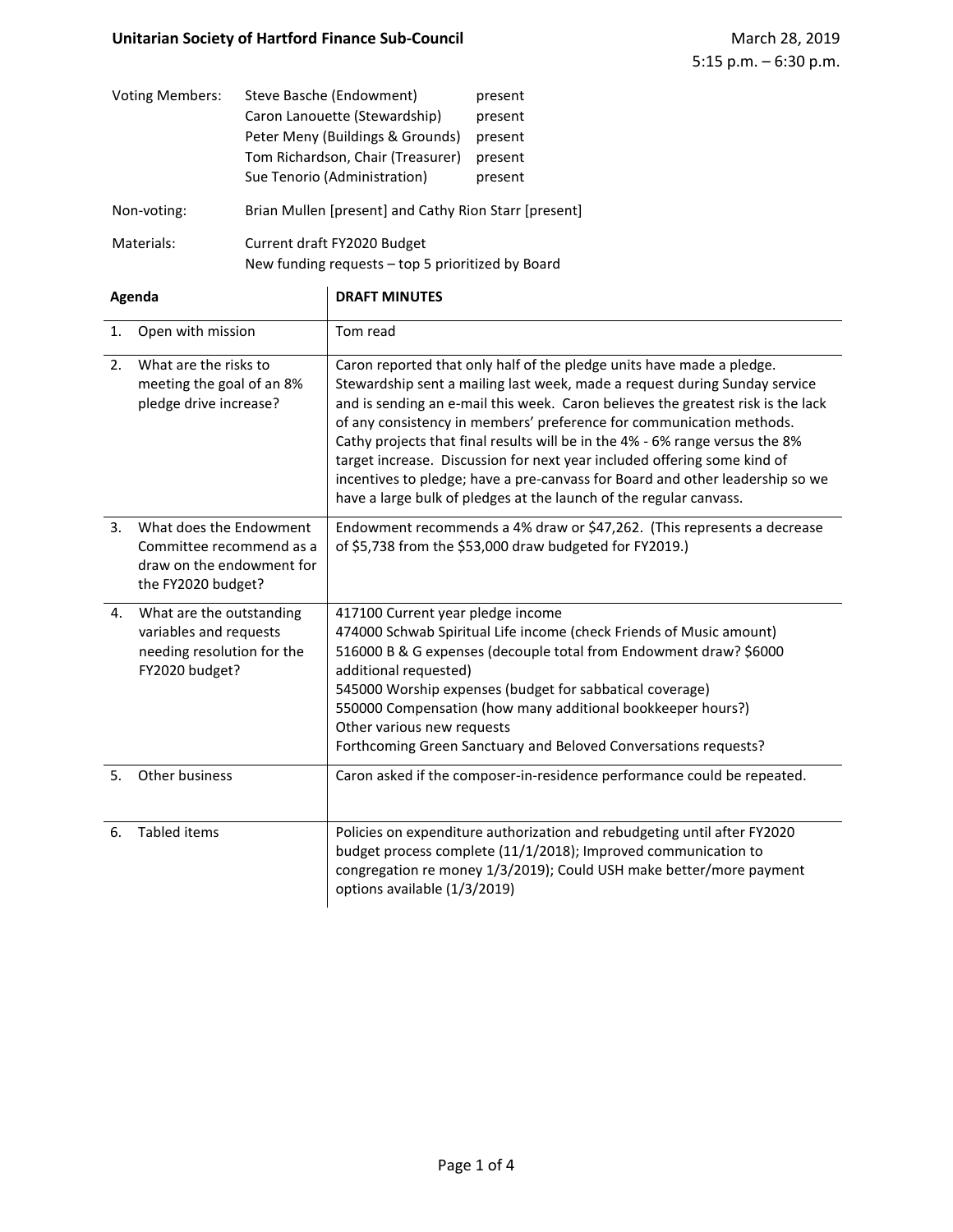**Unitarian Society of Hartford Finance Sub-Council**

March 28, 2019
5:15 p.m. – 6:30 p.m.

| | | |
|---|---|---|
| Voting Members: | Steve Basche (Endowment) | present |
| | Caron Lanouette (Stewardship) | present |
| | Peter Meny (Buildings & Grounds) | present |
| | Tom Richardson, Chair (Treasurer) | present |
| | Sue Tenorio (Administration) | present |

Non-voting: Brian Mullen [present] and Cathy Rion Starr [present]

Materials: Current draft FY2020 Budget
New funding requests – top 5 prioritized by Board

| Agenda | DRAFT MINUTES |
|---|---|
| 1. Open with mission | Tom read |
| 2. What are the risks to meeting the goal of an 8% pledge drive increase? | Caron reported that only half of the pledge units have made a pledge. Stewardship sent a mailing last week, made a request during Sunday service and is sending an e-mail this week. Caron believes the greatest risk is the lack of any consistency in members' preference for communication methods. Cathy projects that final results will be in the 4% - 6% range versus the 8% target increase. Discussion for next year included offering some kind of incentives to pledge; have a pre-canvass for Board and other leadership so we have a large bulk of pledges at the launch of the regular canvass. |
| 3. What does the Endowment Committee recommend as a draw on the endowment for the FY2020 budget? | Endowment recommends a 4% draw or $47,262. (This represents a decrease of $5,738 from the $53,000 draw budgeted for FY2019.) |
| 4. What are the outstanding variables and requests needing resolution for the FY2020 budget? | 417100 Current year pledge income<br>474000 Schwab Spiritual Life income (check Friends of Music amount)<br>516000 B & G expenses (decouple total from Endowment draw? $6000 additional requested)<br>545000 Worship expenses (budget for sabbatical coverage)<br>550000 Compensation (how many additional bookkeeper hours?)<br>Other various new requests<br>Forthcoming Green Sanctuary and Beloved Conversations requests? |
| 5. Other business | Caron asked if the composer-in-residence performance could be repeated. |
| 6. Tabled items | Policies on expenditure authorization and rebudgeting until after FY2020 budget process complete (11/1/2018); Improved communication to congregation re money 1/3/2019); Could USH make better/more payment options available (1/3/2019) |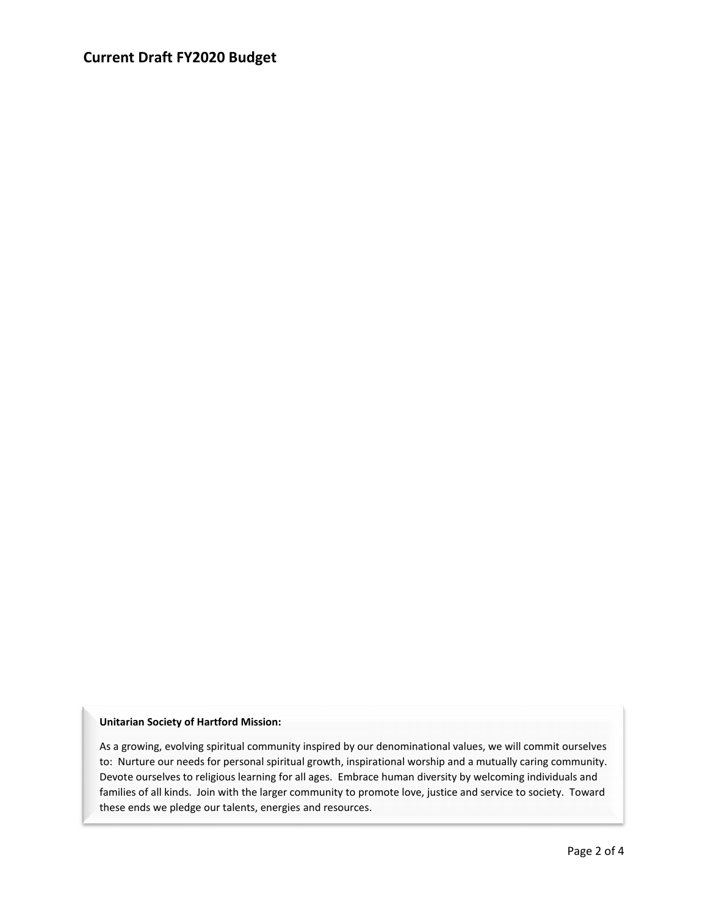## Current Draft FY2020 Budget

**Unitarian Society of Hartford Mission:**

As a growing, evolving spiritual community inspired by our denominational values, we will commit ourselves to: Nurture our needs for personal spiritual growth, inspirational worship and a mutually caring community. Devote ourselves to religious learning for all ages. Embrace human diversity by welcoming individuals and families of all kinds. Join with the larger community to promote love, justice and service to society. Toward these ends we pledge our talents, energies and resources.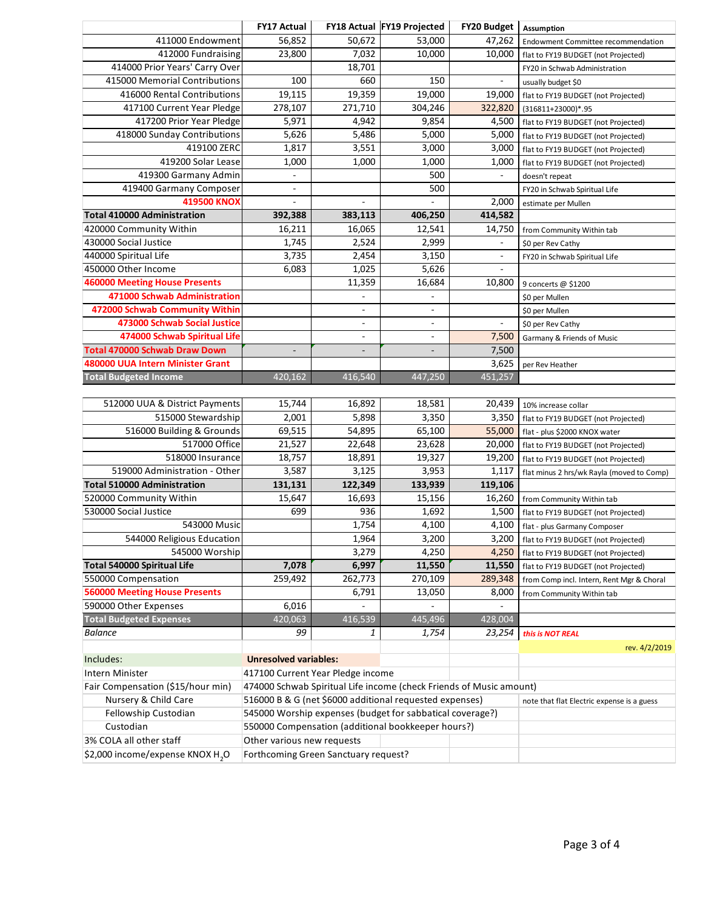| | FY17 Actual | FY18 Actual | FY19 Projected | FY20 Budget | Assumption |
|---|---|---|---|---|---|
| 411000 Endowment | 56,852 | 50,672 | 53,000 | 47,262 | Endowment Committee recommendation |
| 412000 Fundraising | 23,800 | 7,032 | 10,000 | 10,000 | flat to FY19 BUDGET (not Projected) |
| 414000 Prior Years' Carry Over | | 18,701 | | | FY20 in Schwab Administration |
| 415000 Memorial Contributions | 100 | 660 | 150 | - | usually budget $0 |
| 416000 Rental Contributions | 19,115 | 19,359 | 19,000 | 19,000 | flat to FY19 BUDGET (not Projected) |
| 417100 Current Year Pledge | 278,107 | 271,710 | 304,246 | 322,820 | (316811+23000)*.95 |
| 417200 Prior Year Pledge | 5,971 | 4,942 | 9,854 | 4,500 | flat to FY19 BUDGET (not Projected) |
| 418000 Sunday Contributions | 5,626 | 5,486 | 5,000 | 5,000 | flat to FY19 BUDGET (not Projected) |
| 419100 ZERC | 1,817 | 3,551 | 3,000 | 3,000 | flat to FY19 BUDGET (not Projected) |
| 419200 Solar Lease | 1,000 | 1,000 | 1,000 | 1,000 | flat to FY19 BUDGET (not Projected) |
| 419300 Garmany Admin | - | | 500 | - | doesn't repeat |
| 419400 Garmany Composer | - | | 500 | | FY20 in Schwab Spiritual Life |
| 419500 KNOX | - | - | - | 2,000 | estimate per Mullen |
| **Total 410000 Administration** | **392,388** | **383,113** | **406,250** | **414,582** | |
| 420000 Community Within | 16,211 | 16,065 | 12,541 | 14,750 | from Community Within tab |
| 430000 Social Justice | 1,745 | 2,524 | 2,999 | - | $0 per Rev Cathy |
| 440000 Spiritual Life | 3,735 | 2,454 | 3,150 | - | FY20 in Schwab Spiritual Life |
| 450000 Other Income | 6,083 | 1,025 | 5,626 | - | |
| 460000 Meeting House Presents | | 11,359 | 16,684 | 10,800 | 9 concerts @ $1200 |
| 471000 Schwab Administration | | - | - | | $0 per Mullen |
| 472000 Schwab Community Within | | - | - | | $0 per Mullen |
| 473000 Schwab Social Justice | | - | - | - | $0 per Rev Cathy |
| 474000 Schwab Spiritual Life | | - | - | 7,500 | Garmany & Friends of Music |
| **Total 470000 Schwab Draw Down** | - | - | - | 7,500 | |
| 480000 UUA Intern Minister Grant | | | | 3,625 | per Rev Heather |
| **Total Budgeted Income** | 420,162 | 416,540 | 447,250 | 451,257 | |
| | | | | | |
| 512000 UUA & District Payments | 15,744 | 16,892 | 18,581 | 20,439 | 10% increase collar |
| 515000 Stewardship | 2,001 | 5,898 | 3,350 | 3,350 | flat to FY19 BUDGET (not Projected) |
| 516000 Building & Grounds | 69,515 | 54,895 | 65,100 | 55,000 | flat - plus $2000 KNOX water |
| 517000 Office | 21,527 | 22,648 | 23,628 | 20,000 | flat to FY19 BUDGET (not Projected) |
| 518000 Insurance | 18,757 | 18,891 | 19,327 | 19,200 | flat to FY19 BUDGET (not Projected) |
| 519000 Administration - Other | 3,587 | 3,125 | 3,953 | 1,117 | flat minus 2 hrs/wk Rayla (moved to Comp) |
| **Total 510000 Administration** | **131,131** | **122,349** | **133,939** | **119,106** | |
| 520000 Community Within | 15,647 | 16,693 | 15,156 | 16,260 | from Community Within tab |
| 530000 Social Justice | 699 | 936 | 1,692 | 1,500 | flat to FY19 BUDGET (not Projected) |
| 543000 Music | | 1,754 | 4,100 | 4,100 | flat - plus Garmany Composer |
| 544000 Religious Education | | 1,964 | 3,200 | 3,200 | flat to FY19 BUDGET (not Projected) |
| 545000 Worship | | 3,279 | 4,250 | 4,250 | flat to FY19 BUDGET (not Projected) |
| **Total 540000 Spiritual Life** | **7,078** | **6,997** | **11,550** | **11,550** | flat to FY19 BUDGET (not Projected) |
| 550000 Compensation | 259,492 | 262,773 | 270,109 | 289,348 | from Comp incl. Intern, Rent Mgr & Choral |
| 560000 Meeting House Presents | | 6,791 | 13,050 | 8,000 | from Community Within tab |
| 590000 Other Expenses | 6,016 | - | - | - | |
| **Total Budgeted Expenses** | 420,063 | 416,539 | 445,496 | 428,004 | |
| *Balance* | *99* | *1* | *1,754* | *23,254* | *this is NOT REAL* |
| | | | | | rev. 4/2/2019 |

| Includes: | **Unresolved variables:** | |
|---|---|---|
| Intern Minister | 417100 Current Year Pledge income | |
| Fair Compensation ($15/hour min) | 474000 Schwab Spiritual Life income (check Friends of Music amount) | |
| Nursery & Child Care | 516000 B & G (net $6000 additional requested expenses) | note that flat Electric expense is a guess |
| Fellowship Custodian | 545000 Worship expenses (budget for sabbatical coverage?) | |
| Custodian | 550000 Compensation (additional bookkeeper hours?) | |
| 3% COLA all other staff | Other various new requests | |
| $2,000 income/expense KNOX $H_2O$ | Forthcoming Green Sanctuary request? | |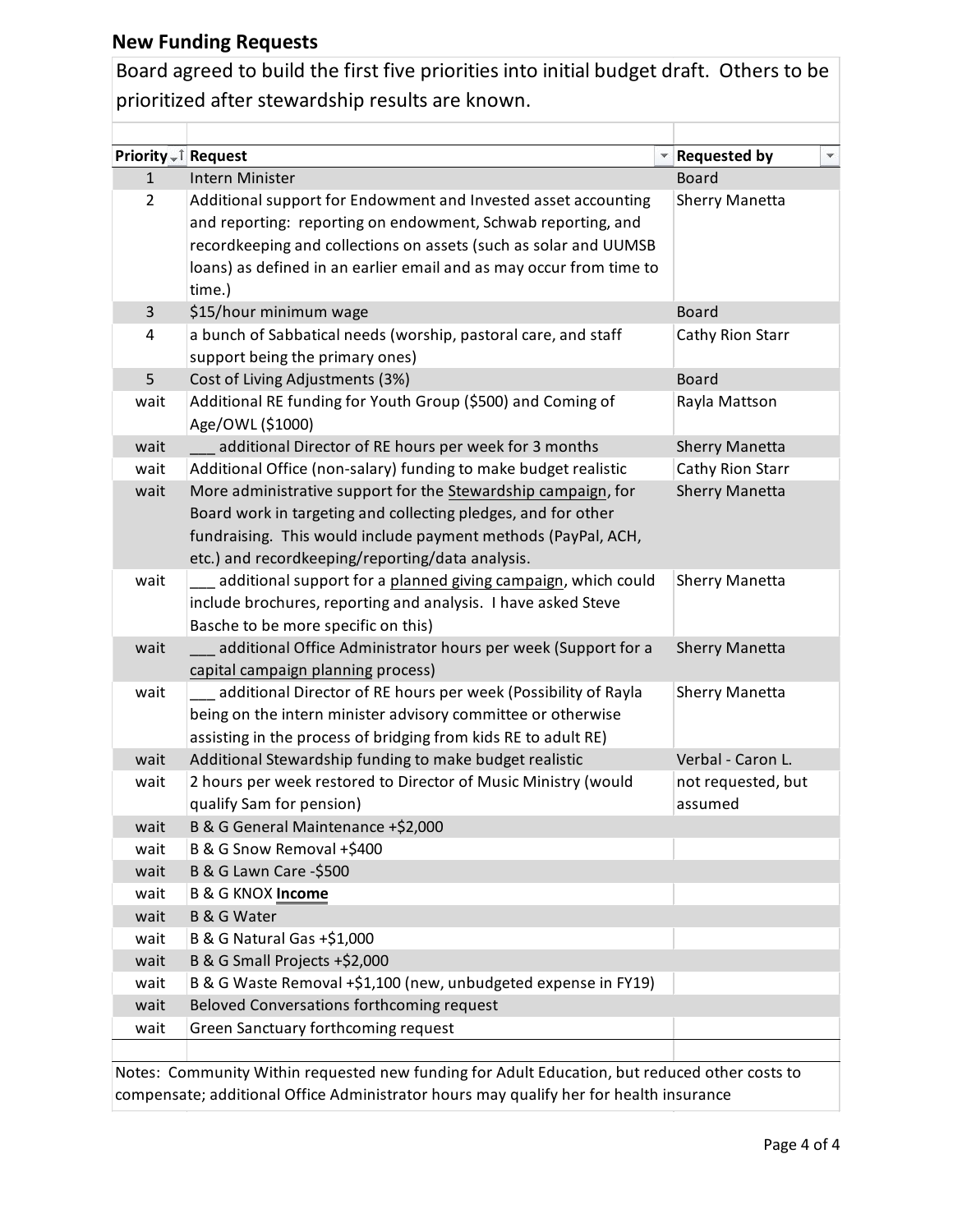## New Funding Requests

Board agreed to build the first five priorities into initial budget draft. Others to be prioritized after stewardship results are known.

| Priority | Request | Requested by |
|---|---|---|
| 1 | Intern Minister | Board |
| 2 | Additional support for Endowment and Invested asset accounting and reporting: reporting on endowment, Schwab reporting, and recordkeeping and collections on assets (such as solar and UUMSB loans) as defined in an earlier email and as may occur from time to time.) | Sherry Manetta |
| 3 | $15/hour minimum wage | Board |
| 4 | a bunch of Sabbatical needs (worship, pastoral care, and staff support being the primary ones) | Cathy Rion Starr |
| 5 | Cost of Living Adjustments (3%) | Board |
| wait | Additional RE funding for Youth Group ($500) and Coming of Age/OWL ($1000) | Rayla Mattson |
| wait | ___ additional Director of RE hours per week for 3 months | Sherry Manetta |
| wait | Additional Office (non-salary) funding to make budget realistic | Cathy Rion Starr |
| wait | More administrative support for the Stewardship campaign, for Board work in targeting and collecting pledges, and for other fundraising. This would include payment methods (PayPal, ACH, etc.) and recordkeeping/reporting/data analysis. | Sherry Manetta |
| wait | ___ additional support for a planned giving campaign, which could include brochures, reporting and analysis. I have asked Steve Basche to be more specific on this) | Sherry Manetta |
| wait | ___ additional Office Administrator hours per week (Support for a capital campaign planning process) | Sherry Manetta |
| wait | ___ additional Director of RE hours per week (Possibility of Rayla being on the intern minister advisory committee or otherwise assisting in the process of bridging from kids RE to adult RE) | Sherry Manetta |
| wait | Additional Stewardship funding to make budget realistic | Verbal - Caron L. |
| wait | 2 hours per week restored to Director of Music Ministry (would qualify Sam for pension) | not requested, but assumed |
| wait | B & G General Maintenance +$2,000 | |
| wait | B & G Snow Removal +$400 | |
| wait | B & G Lawn Care -$500 | |
| wait | B & G KNOX **Income** | |
| wait | B & G Water | |
| wait | B & G Natural Gas +$1,000 | |
| wait | B & G Small Projects +$2,000 | |
| wait | B & G Waste Removal +$1,100 (new, unbudgeted expense in FY19) | |
| wait | Beloved Conversations forthcoming request | |
| wait | Green Sanctuary forthcoming request | |

Notes: Community Within requested new funding for Adult Education, but reduced other costs to compensate; additional Office Administrator hours may qualify her for health insurance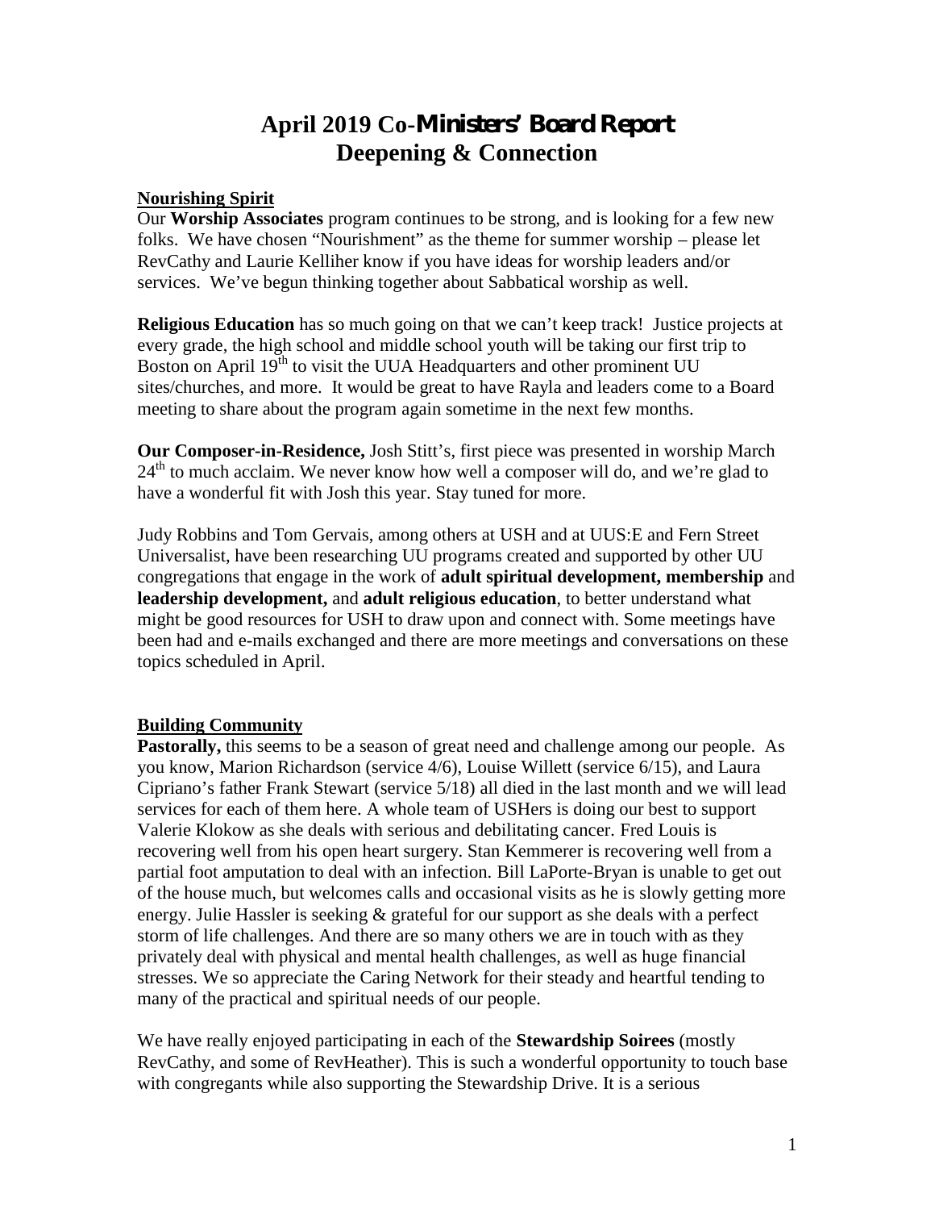# April 2019 Co-Ministers' Board Report
# Deepening & Connection

**Nourishing Spirit**

Our **Worship Associates** program continues to be strong, and is looking for a few new folks. We have chosen "Nourishment" as the theme for summer worship – please let RevCathy and Laurie Kelliher know if you have ideas for worship leaders and/or services. We've begun thinking together about Sabbatical worship as well.

**Religious Education** has so much going on that we can't keep track! Justice projects at every grade, the high school and middle school youth will be taking our first trip to Boston on April 19th to visit the UUA Headquarters and other prominent UU sites/churches, and more. It would be great to have Rayla and leaders come to a Board meeting to share about the program again sometime in the next few months.

**Our Composer-in-Residence,** Josh Stitt's, first piece was presented in worship March 24th to much acclaim. We never know how well a composer will do, and we're glad to have a wonderful fit with Josh this year. Stay tuned for more.

Judy Robbins and Tom Gervais, among others at USH and at UUS:E and Fern Street Universalist, have been researching UU programs created and supported by other UU congregations that engage in the work of **adult spiritual development, membership** and **leadership development,** and **adult religious education**, to better understand what might be good resources for USH to draw upon and connect with. Some meetings have been had and e-mails exchanged and there are more meetings and conversations on these topics scheduled in April.

**Building Community**

**Pastorally,** this seems to be a season of great need and challenge among our people. As you know, Marion Richardson (service 4/6), Louise Willett (service 6/15), and Laura Cipriano's father Frank Stewart (service 5/18) all died in the last month and we will lead services for each of them here. A whole team of USHers is doing our best to support Valerie Klokow as she deals with serious and debilitating cancer. Fred Louis is recovering well from his open heart surgery. Stan Kemmerer is recovering well from a partial foot amputation to deal with an infection. Bill LaPorte-Bryan is unable to get out of the house much, but welcomes calls and occasional visits as he is slowly getting more energy. Julie Hassler is seeking & grateful for our support as she deals with a perfect storm of life challenges. And there are so many others we are in touch with as they privately deal with physical and mental health challenges, as well as huge financial stresses. We so appreciate the Caring Network for their steady and heartful tending to many of the practical and spiritual needs of our people.

We have really enjoyed participating in each of the **Stewardship Soirees** (mostly RevCathy, and some of RevHeather). This is such a wonderful opportunity to touch base with congregants while also supporting the Stewardship Drive. It is a serious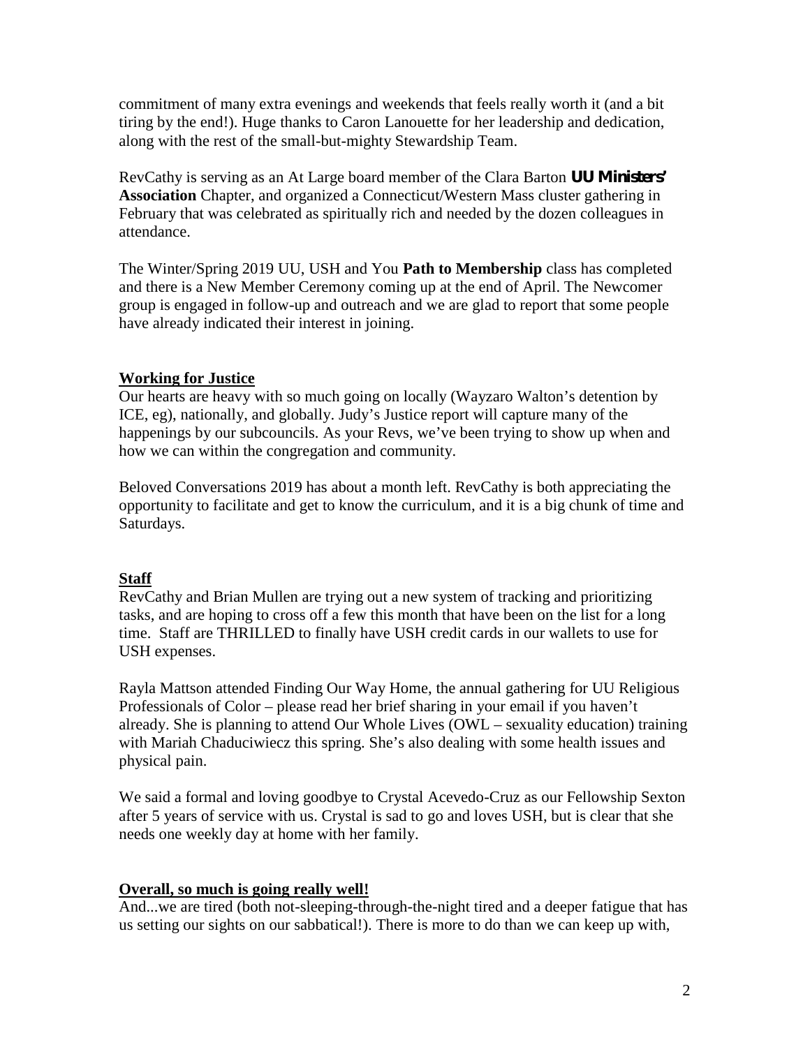commitment of many extra evenings and weekends that feels really worth it (and a bit tiring by the end!). Huge thanks to Caron Lanouette for her leadership and dedication, along with the rest of the small-but-mighty Stewardship Team.

RevCathy is serving as an At Large board member of the Clara Barton **UU Ministers' Association** Chapter, and organized a Connecticut/Western Mass cluster gathering in February that was celebrated as spiritually rich and needed by the dozen colleagues in attendance.

The Winter/Spring 2019 UU, USH and You **Path to Membership** class has completed and there is a New Member Ceremony coming up at the end of April. The Newcomer group is engaged in follow-up and outreach and we are glad to report that some people have already indicated their interest in joining.

## Working for Justice

Our hearts are heavy with so much going on locally (Wayzaro Walton's detention by ICE, eg), nationally, and globally. Judy's Justice report will capture many of the happenings by our subcouncils. As your Revs, we've been trying to show up when and how we can within the congregation and community.

Beloved Conversations 2019 has about a month left. RevCathy is both appreciating the opportunity to facilitate and get to know the curriculum, and it is a big chunk of time and Saturdays.

## Staff

RevCathy and Brian Mullen are trying out a new system of tracking and prioritizing tasks, and are hoping to cross off a few this month that have been on the list for a long time. Staff are THRILLED to finally have USH credit cards in our wallets to use for USH expenses.

Rayla Mattson attended Finding Our Way Home, the annual gathering for UU Religious Professionals of Color – please read her brief sharing in your email if you haven't already. She is planning to attend Our Whole Lives (OWL – sexuality education) training with Mariah Chaduciwiecz this spring. She's also dealing with some health issues and physical pain.

We said a formal and loving goodbye to Crystal Acevedo-Cruz as our Fellowship Sexton after 5 years of service with us. Crystal is sad to go and loves USH, but is clear that she needs one weekly day at home with her family.

## Overall, so much is going really well!

And...we are tired (both not-sleeping-through-the-night tired and a deeper fatigue that has us setting our sights on our sabbatical!). There is more to do than we can keep up with,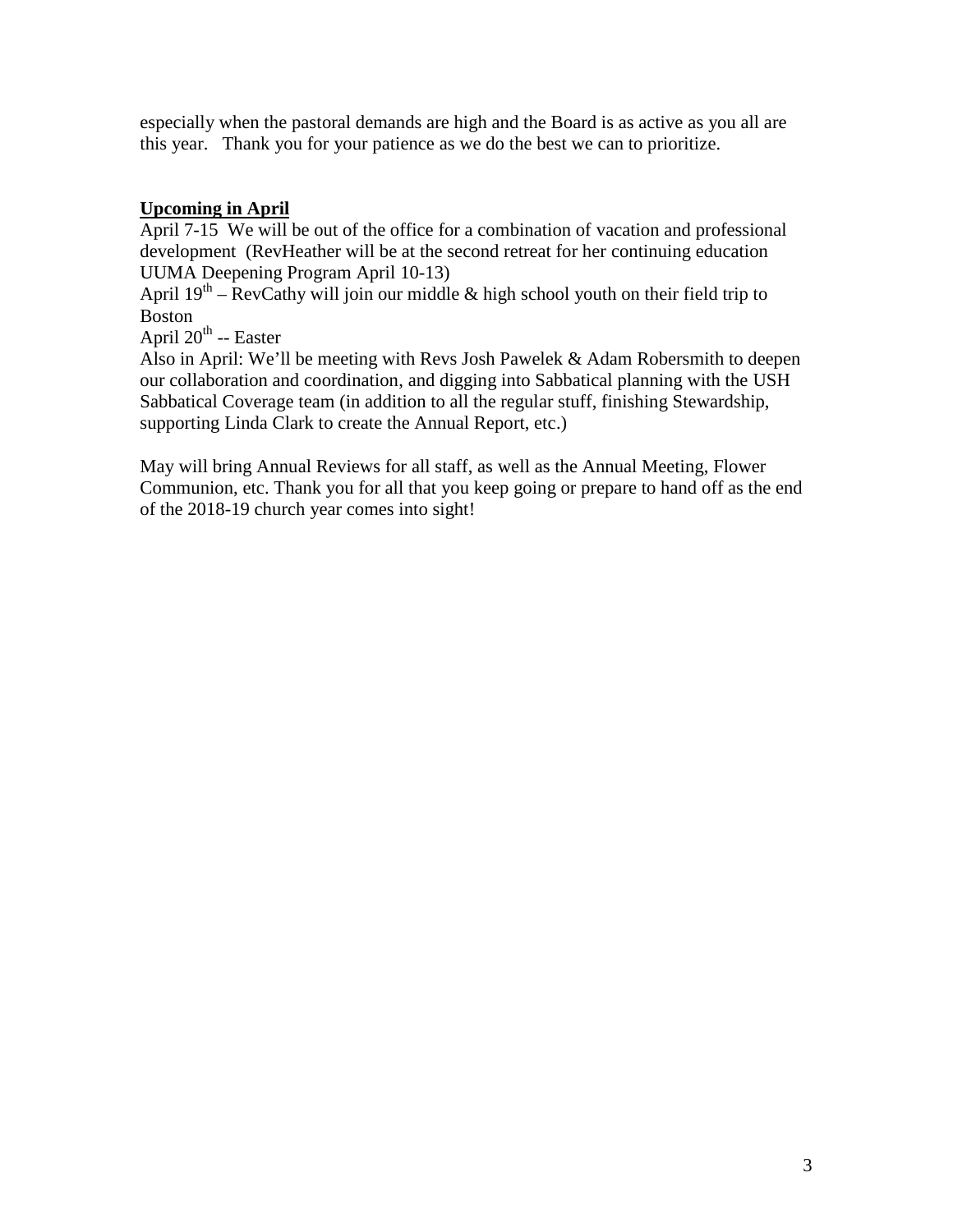especially when the pastoral demands are high and the Board is as active as you all are this year. Thank you for your patience as we do the best we can to prioritize.

**Upcoming in April**

April 7-15 We will be out of the office for a combination of vacation and professional development (RevHeather will be at the second retreat for her continuing education UUMA Deepening Program April 10-13)

April 19th – RevCathy will join our middle & high school youth on their field trip to Boston

April 20th -- Easter

Also in April: We'll be meeting with Revs Josh Pawelek & Adam Robersmith to deepen our collaboration and coordination, and digging into Sabbatical planning with the USH Sabbatical Coverage team (in addition to all the regular stuff, finishing Stewardship, supporting Linda Clark to create the Annual Report, etc.)

May will bring Annual Reviews for all staff, as well as the Annual Meeting, Flower Communion, etc. Thank you for all that you keep going or prepare to hand off as the end of the 2018-19 church year comes into sight!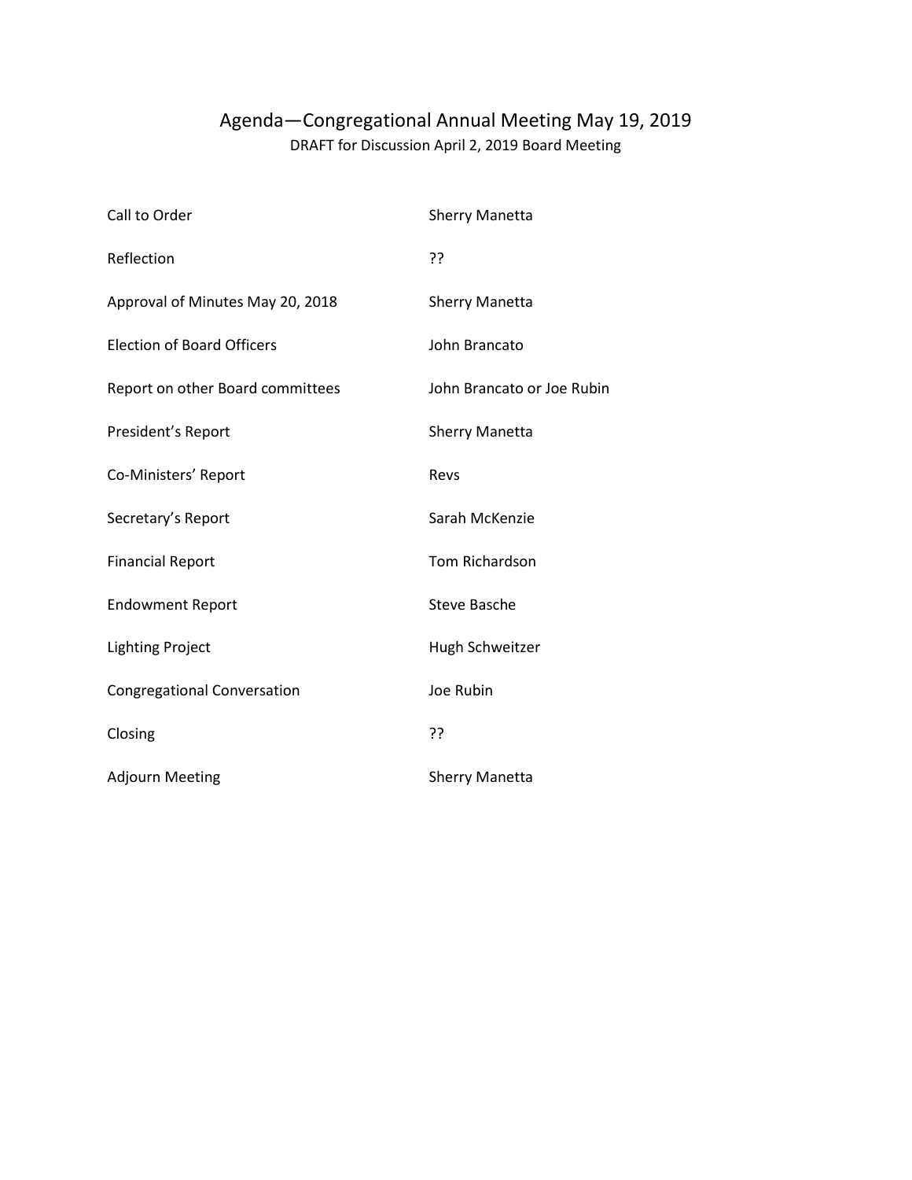# Agenda—Congregational Annual Meeting May 19, 2019

DRAFT for Discussion April 2, 2019 Board Meeting

| | |
|---|---|
| Call to Order | Sherry Manetta |
| Reflection | ?? |
| Approval of Minutes May 20, 2018 | Sherry Manetta |
| Election of Board Officers | John Brancato |
| Report on other Board committees | John Brancato or Joe Rubin |
| President's Report | Sherry Manetta |
| Co-Ministers' Report | Revs |
| Secretary's Report | Sarah McKenzie |
| Financial Report | Tom Richardson |
| Endowment Report | Steve Basche |
| Lighting Project | Hugh Schweitzer |
| Congregational Conversation | Joe Rubin |
| Closing | ?? |
| Adjourn Meeting | Sherry Manetta |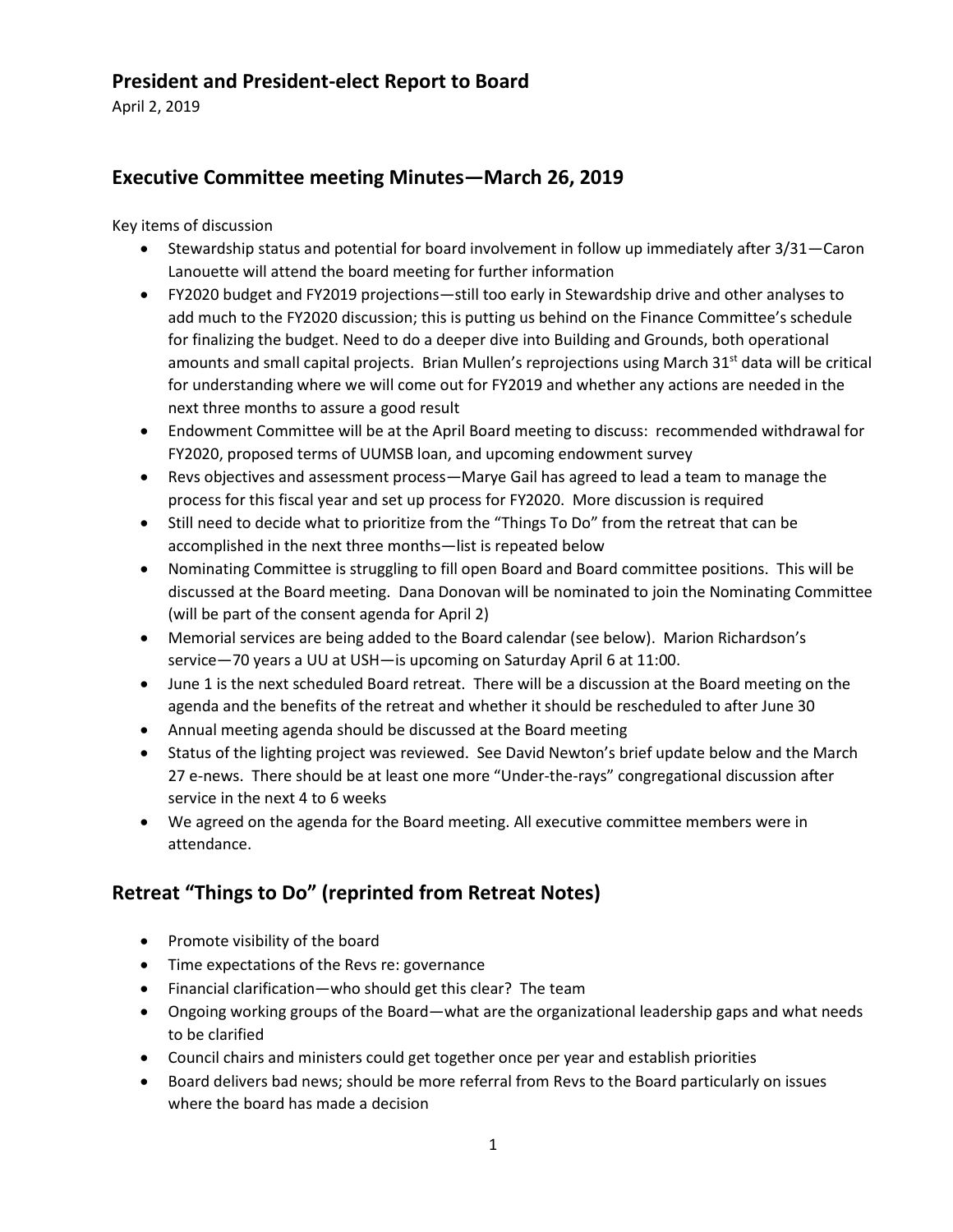## President and President-elect Report to Board

April 2, 2019

## Executive Committee meeting Minutes—March 26, 2019

Key items of discussion

- Stewardship status and potential for board involvement in follow up immediately after 3/31—Caron Lanouette will attend the board meeting for further information
- FY2020 budget and FY2019 projections—still too early in Stewardship drive and other analyses to add much to the FY2020 discussion; this is putting us behind on the Finance Committee's schedule for finalizing the budget. Need to do a deeper dive into Building and Grounds, both operational amounts and small capital projects. Brian Mullen's reprojections using March 31st data will be critical for understanding where we will come out for FY2019 and whether any actions are needed in the next three months to assure a good result
- Endowment Committee will be at the April Board meeting to discuss: recommended withdrawal for FY2020, proposed terms of UUMSB loan, and upcoming endowment survey
- Revs objectives and assessment process—Marye Gail has agreed to lead a team to manage the process for this fiscal year and set up process for FY2020. More discussion is required
- Still need to decide what to prioritize from the "Things To Do" from the retreat that can be accomplished in the next three months—list is repeated below
- Nominating Committee is struggling to fill open Board and Board committee positions. This will be discussed at the Board meeting. Dana Donovan will be nominated to join the Nominating Committee (will be part of the consent agenda for April 2)
- Memorial services are being added to the Board calendar (see below). Marion Richardson's service—70 years a UU at USH—is upcoming on Saturday April 6 at 11:00.
- June 1 is the next scheduled Board retreat. There will be a discussion at the Board meeting on the agenda and the benefits of the retreat and whether it should be rescheduled to after June 30
- Annual meeting agenda should be discussed at the Board meeting
- Status of the lighting project was reviewed. See David Newton's brief update below and the March 27 e-news. There should be at least one more "Under-the-rays" congregational discussion after service in the next 4 to 6 weeks
- We agreed on the agenda for the Board meeting. All executive committee members were in attendance.

## Retreat "Things to Do" (reprinted from Retreat Notes)

- Promote visibility of the board
- Time expectations of the Revs re: governance
- Financial clarification—who should get this clear? The team
- Ongoing working groups of the Board—what are the organizational leadership gaps and what needs to be clarified
- Council chairs and ministers could get together once per year and establish priorities
- Board delivers bad news; should be more referral from Revs to the Board particularly on issues where the board has made a decision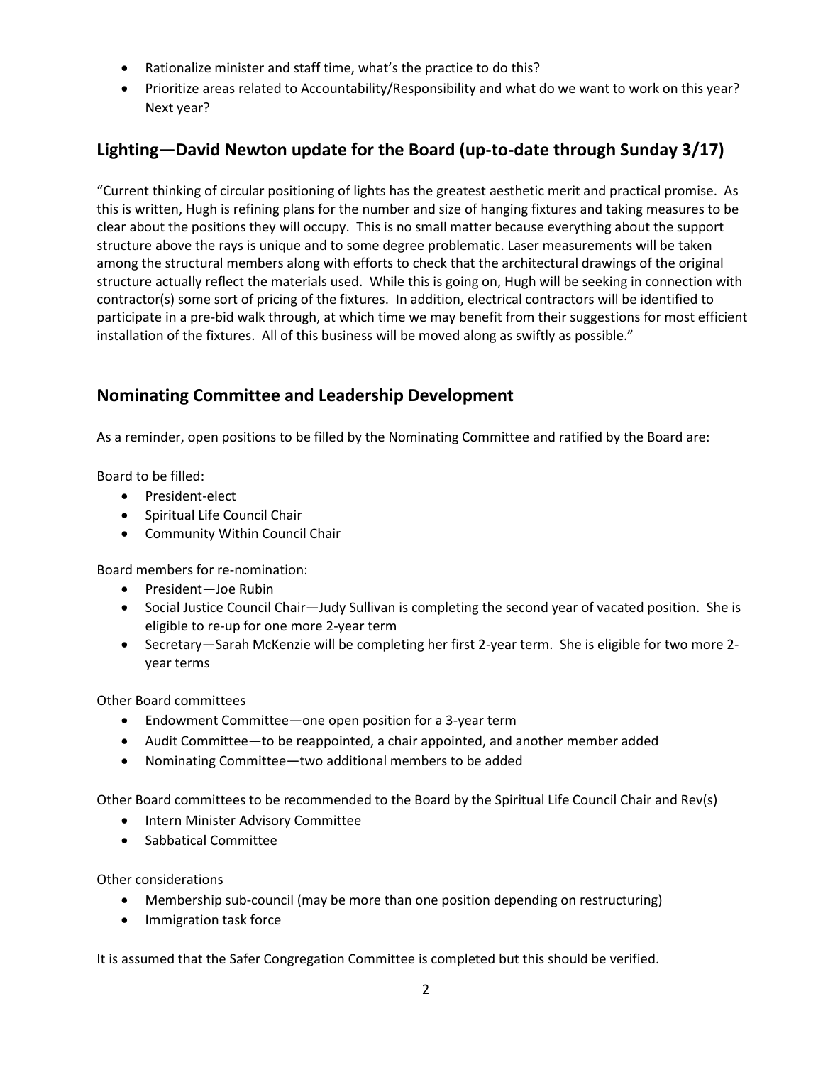- Rationalize minister and staff time, what's the practice to do this?
- Prioritize areas related to Accountability/Responsibility and what do we want to work on this year? Next year?

## Lighting—David Newton update for the Board (up-to-date through Sunday 3/17)

"Current thinking of circular positioning of lights has the greatest aesthetic merit and practical promise. As this is written, Hugh is refining plans for the number and size of hanging fixtures and taking measures to be clear about the positions they will occupy. This is no small matter because everything about the support structure above the rays is unique and to some degree problematic. Laser measurements will be taken among the structural members along with efforts to check that the architectural drawings of the original structure actually reflect the materials used. While this is going on, Hugh will be seeking in connection with contractor(s) some sort of pricing of the fixtures. In addition, electrical contractors will be identified to participate in a pre-bid walk through, at which time we may benefit from their suggestions for most efficient installation of the fixtures. All of this business will be moved along as swiftly as possible."

## Nominating Committee and Leadership Development

As a reminder, open positions to be filled by the Nominating Committee and ratified by the Board are:

Board to be filled:

- President-elect
- Spiritual Life Council Chair
- Community Within Council Chair

Board members for re-nomination:

- President—Joe Rubin
- Social Justice Council Chair—Judy Sullivan is completing the second year of vacated position. She is eligible to re-up for one more 2-year term
- Secretary—Sarah McKenzie will be completing her first 2-year term. She is eligible for two more 2-year terms

Other Board committees

- Endowment Committee—one open position for a 3-year term
- Audit Committee—to be reappointed, a chair appointed, and another member added
- Nominating Committee—two additional members to be added

Other Board committees to be recommended to the Board by the Spiritual Life Council Chair and Rev(s)

- Intern Minister Advisory Committee
- Sabbatical Committee

Other considerations

- Membership sub-council (may be more than one position depending on restructuring)
- Immigration task force

It is assumed that the Safer Congregation Committee is completed but this should be verified.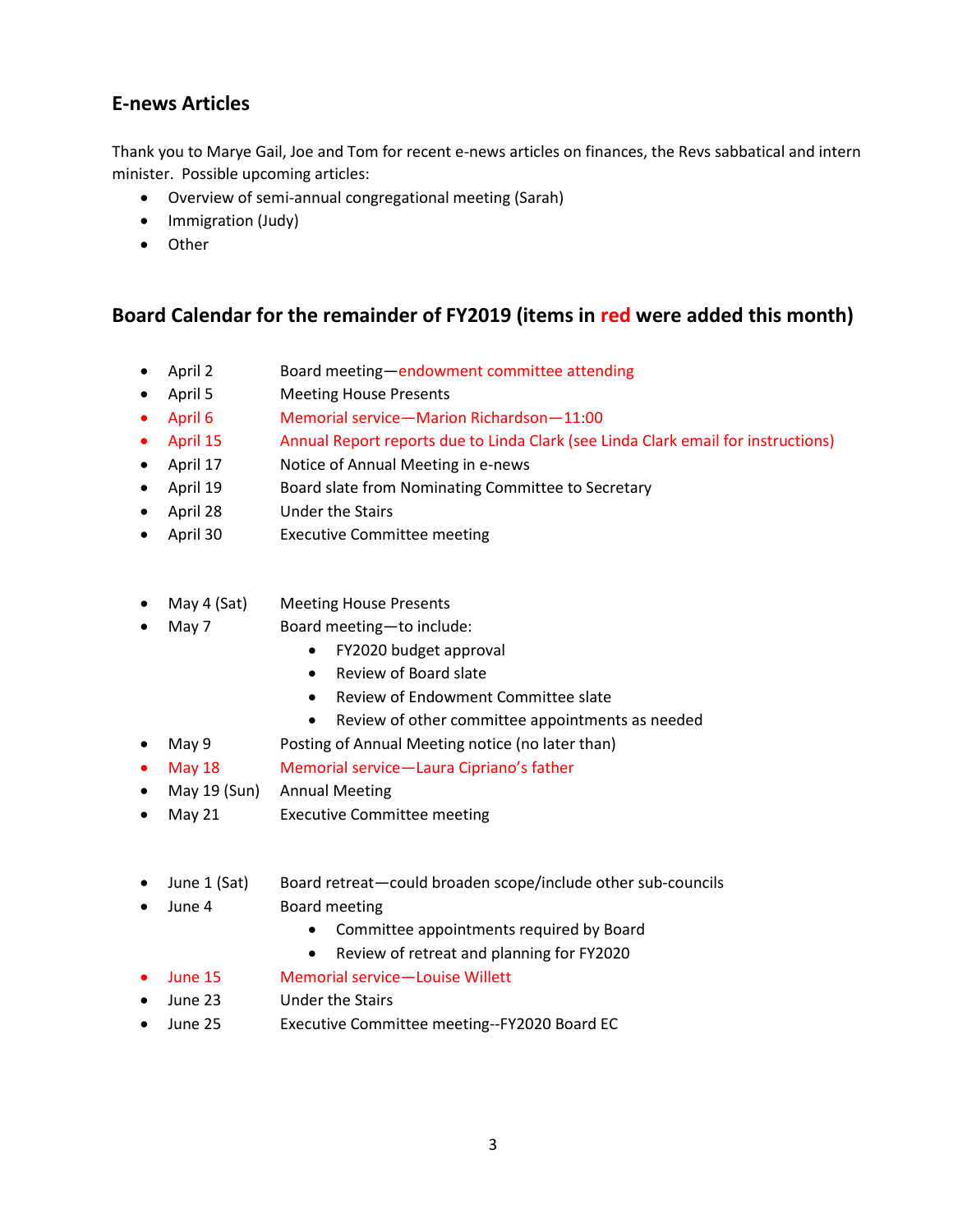## E-news Articles

Thank you to Marye Gail, Joe and Tom for recent e-news articles on finances, the Revs sabbatical and intern minister. Possible upcoming articles:

- Overview of semi-annual congregational meeting (Sarah)
- Immigration (Judy)
- Other

## Board Calendar for the remainder of FY2019 (items in red were added this month)

- April 2 — Board meeting—endowment committee attending
- April 5 — Meeting House Presents
- April 6 — Memorial service—Marion Richardson—11:00
- April 15 — Annual Report reports due to Linda Clark (see Linda Clark email for instructions)
- April 17 — Notice of Annual Meeting in e-news
- April 19 — Board slate from Nominating Committee to Secretary
- April 28 — Under the Stairs
- April 30 — Executive Committee meeting

- May 4 (Sat) — Meeting House Presents
- May 7 — Board meeting—to include:
  - FY2020 budget approval
  - Review of Board slate
  - Review of Endowment Committee slate
  - Review of other committee appointments as needed
- May 9 — Posting of Annual Meeting notice (no later than)
- May 18 — Memorial service—Laura Cipriano's father
- May 19 (Sun) — Annual Meeting
- May 21 — Executive Committee meeting

- June 1 (Sat) — Board retreat—could broaden scope/include other sub-councils
- June 4 — Board meeting
  - Committee appointments required by Board
  - Review of retreat and planning for FY2020
- June 15 — Memorial service—Louise Willett
- June 23 — Under the Stairs
- June 25 — Executive Committee meeting--FY2020 Board EC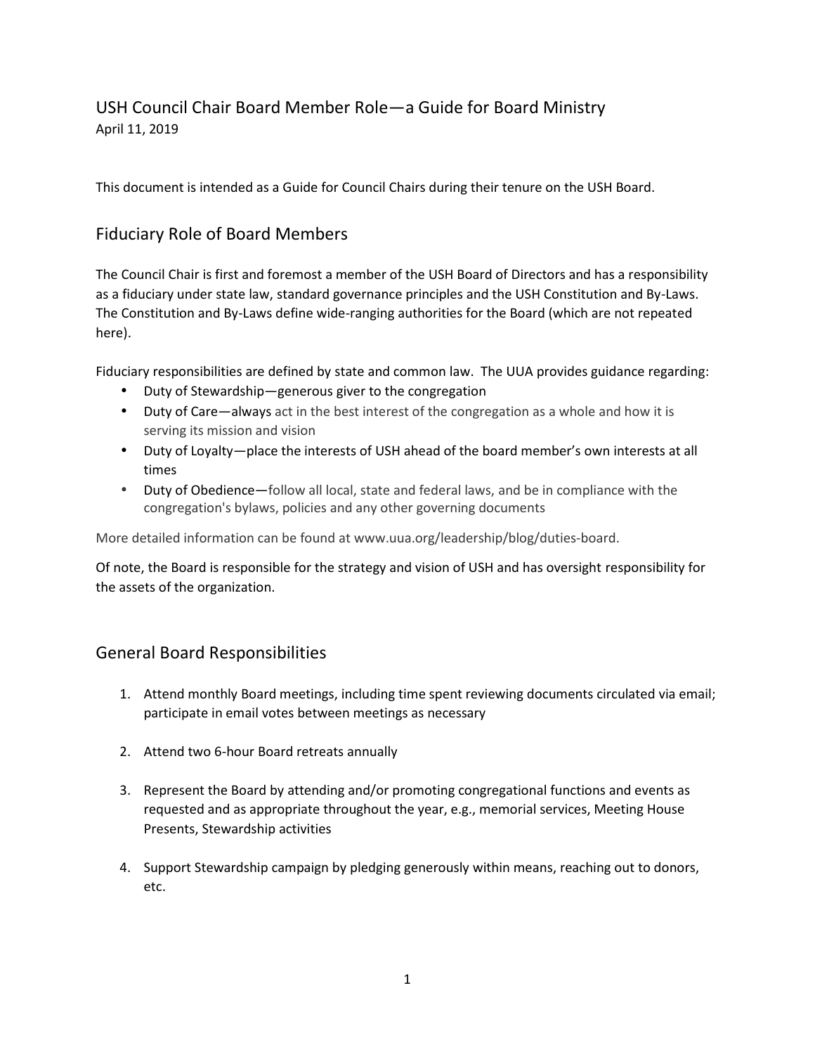# USH Council Chair Board Member Role—a Guide for Board Ministry

April 11, 2019

This document is intended as a Guide for Council Chairs during their tenure on the USH Board.

## Fiduciary Role of Board Members

The Council Chair is first and foremost a member of the USH Board of Directors and has a responsibility as a fiduciary under state law, standard governance principles and the USH Constitution and By-Laws. The Constitution and By-Laws define wide-ranging authorities for the Board (which are not repeated here).

Fiduciary responsibilities are defined by state and common law. The UUA provides guidance regarding:

- Duty of Stewardship—generous giver to the congregation
- Duty of Care—always act in the best interest of the congregation as a whole and how it is serving its mission and vision
- Duty of Loyalty—place the interests of USH ahead of the board member's own interests at all times
- Duty of Obedience—follow all local, state and federal laws, and be in compliance with the congregation's bylaws, policies and any other governing documents

More detailed information can be found at www.uua.org/leadership/blog/duties-board.

Of note, the Board is responsible for the strategy and vision of USH and has oversight responsibility for the assets of the organization.

## General Board Responsibilities

1. Attend monthly Board meetings, including time spent reviewing documents circulated via email; participate in email votes between meetings as necessary

2. Attend two 6-hour Board retreats annually

3. Represent the Board by attending and/or promoting congregational functions and events as requested and as appropriate throughout the year, e.g., memorial services, Meeting House Presents, Stewardship activities

4. Support Stewardship campaign by pledging generously within means, reaching out to donors, etc.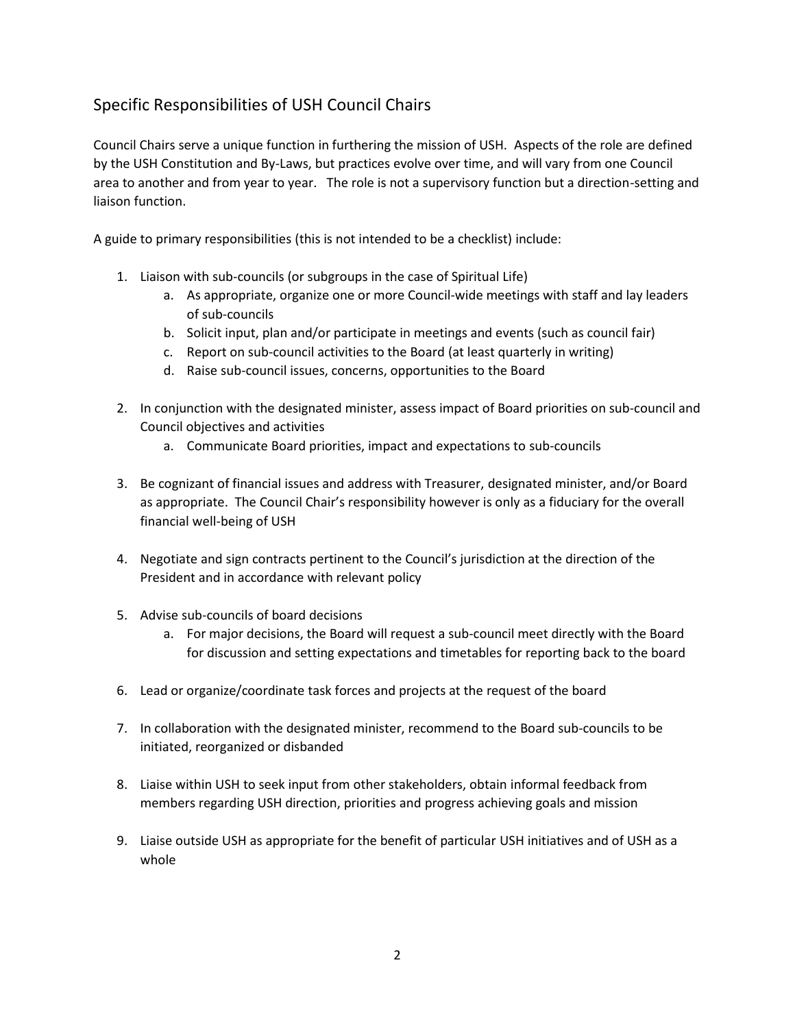## Specific Responsibilities of USH Council Chairs

Council Chairs serve a unique function in furthering the mission of USH. Aspects of the role are defined by the USH Constitution and By-Laws, but practices evolve over time, and will vary from one Council area to another and from year to year. The role is not a supervisory function but a direction-setting and liaison function.

A guide to primary responsibilities (this is not intended to be a checklist) include:

1. Liaison with sub-councils (or subgroups in the case of Spiritual Life)
    a. As appropriate, organize one or more Council-wide meetings with staff and lay leaders of sub-councils
    b. Solicit input, plan and/or participate in meetings and events (such as council fair)
    c. Report on sub-council activities to the Board (at least quarterly in writing)
    d. Raise sub-council issues, concerns, opportunities to the Board

2. In conjunction with the designated minister, assess impact of Board priorities on sub-council and Council objectives and activities
    a. Communicate Board priorities, impact and expectations to sub-councils

3. Be cognizant of financial issues and address with Treasurer, designated minister, and/or Board as appropriate. The Council Chair's responsibility however is only as a fiduciary for the overall financial well-being of USH

4. Negotiate and sign contracts pertinent to the Council's jurisdiction at the direction of the President and in accordance with relevant policy

5. Advise sub-councils of board decisions
    a. For major decisions, the Board will request a sub-council meet directly with the Board for discussion and setting expectations and timetables for reporting back to the board

6. Lead or organize/coordinate task forces and projects at the request of the board

7. In collaboration with the designated minister, recommend to the Board sub-councils to be initiated, reorganized or disbanded

8. Liaise within USH to seek input from other stakeholders, obtain informal feedback from members regarding USH direction, priorities and progress achieving goals and mission

9. Liaise outside USH as appropriate for the benefit of particular USH initiatives and of USH as a whole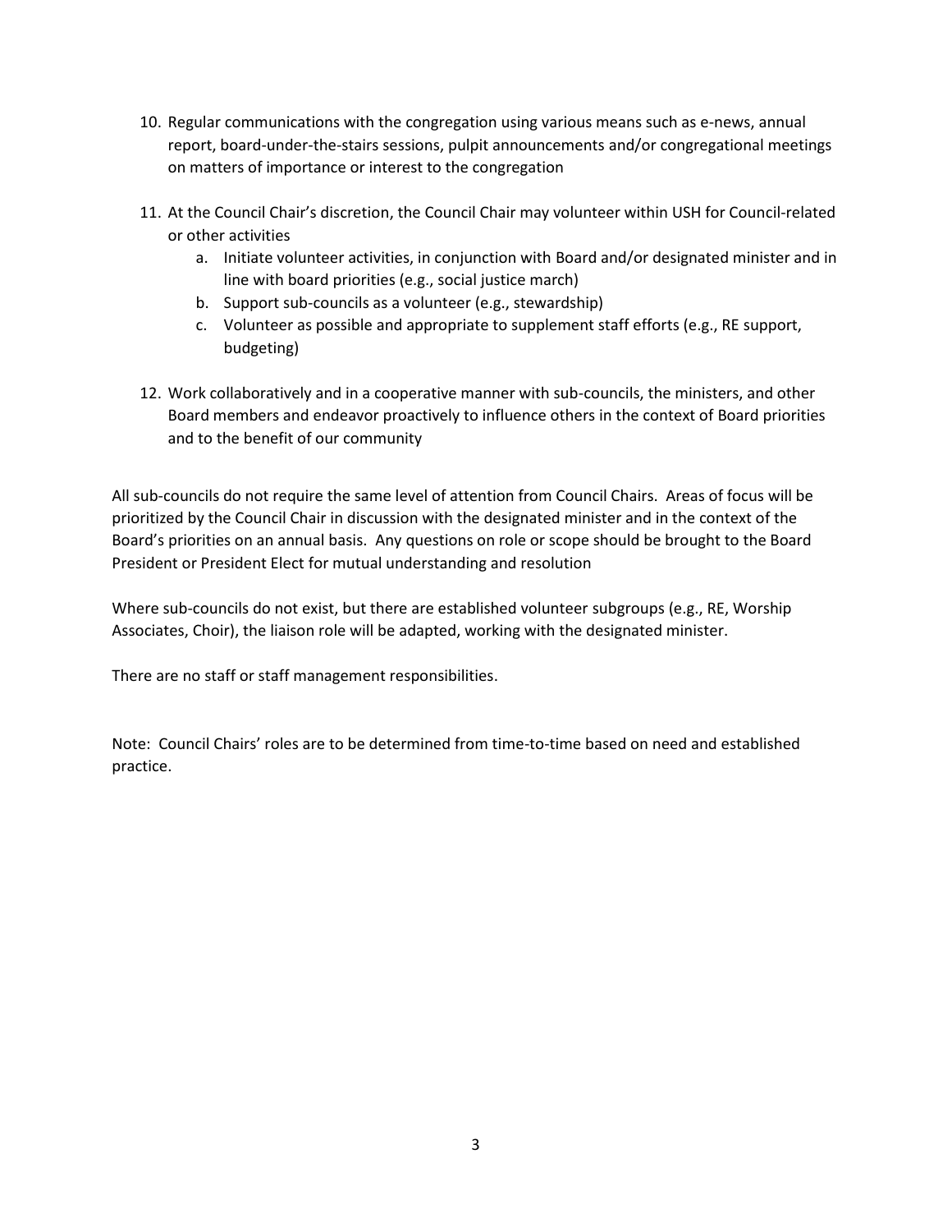10. Regular communications with the congregation using various means such as e-news, annual report, board-under-the-stairs sessions, pulpit announcements and/or congregational meetings on matters of importance or interest to the congregation

11. At the Council Chair's discretion, the Council Chair may volunteer within USH for Council-related or other activities
    a. Initiate volunteer activities, in conjunction with Board and/or designated minister and in line with board priorities (e.g., social justice march)
    b. Support sub-councils as a volunteer (e.g., stewardship)
    c. Volunteer as possible and appropriate to supplement staff efforts (e.g., RE support, budgeting)

12. Work collaboratively and in a cooperative manner with sub-councils, the ministers, and other Board members and endeavor proactively to influence others in the context of Board priorities and to the benefit of our community

All sub-councils do not require the same level of attention from Council Chairs. Areas of focus will be prioritized by the Council Chair in discussion with the designated minister and in the context of the Board's priorities on an annual basis. Any questions on role or scope should be brought to the Board President or President Elect for mutual understanding and resolution

Where sub-councils do not exist, but there are established volunteer subgroups (e.g., RE, Worship Associates, Choir), the liaison role will be adapted, working with the designated minister.

There are no staff or staff management responsibilities.

Note: Council Chairs' roles are to be determined from time-to-time based on need and established practice.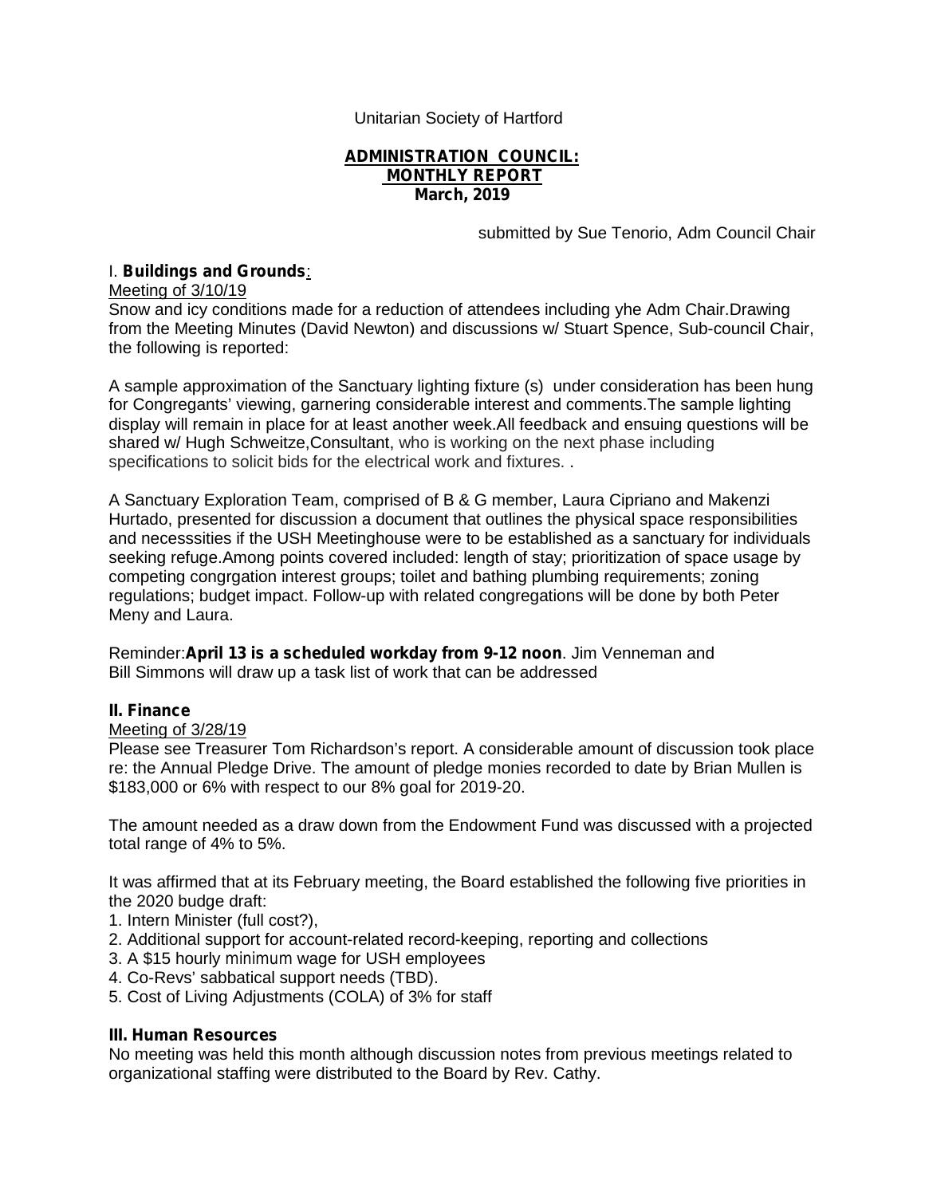Unitarian Society of Hartford

**ADMINISTRATION COUNCIL:**
**MONTHLY REPORT**
**March, 2019**

submitted by Sue Tenorio, Adm Council Chair

## I. **Buildings and Grounds**:

Meeting of 3/10/19

Snow and icy conditions made for a reduction of attendees including yhe Adm Chair.Drawing from the Meeting Minutes (David Newton) and discussions w/ Stuart Spence, Sub-council Chair, the following is reported:

A sample approximation of the Sanctuary lighting fixture (s) under consideration has been hung for Congregants' viewing, garnering considerable interest and comments.The sample lighting display will remain in place for at least another week.All feedback and ensuing questions will be shared w/ Hugh Schweitze,Consultant, who is working on the next phase including specifications to solicit bids for the electrical work and fixtures. .

A Sanctuary Exploration Team, comprised of B & G member, Laura Cipriano and Makenzi Hurtado, presented for discussion a document that outlines the physical space responsibilities and necesssities if the USH Meetinghouse were to be established as a sanctuary for individuals seeking refuge.Among points covered included: length of stay; prioritization of space usage by competing congrgation interest groups; toilet and bathing plumbing requirements; zoning regulations; budget impact. Follow-up with related congregations will be done by both Peter Meny and Laura.

Reminder:**April 13 is a scheduled workday from 9-12 noon**. Jim Venneman and Bill Simmons will draw up a task list of work that can be addressed

## **II. Finance**

Meeting of 3/28/19

Please see Treasurer Tom Richardson's report. A considerable amount of discussion took place re: the Annual Pledge Drive. The amount of pledge monies recorded to date by Brian Mullen is \$183,000 or 6% with respect to our 8% goal for 2019-20.

The amount needed as a draw down from the Endowment Fund was discussed with a projected total range of 4% to 5%.

It was affirmed that at its February meeting, the Board established the following five priorities in the 2020 budge draft:

1. Intern Minister (full cost?),
2. Additional support for account-related record-keeping, reporting and collections
3. A \$15 hourly minimum wage for USH employees
4. Co-Revs' sabbatical support needs (TBD).
5. Cost of Living Adjustments (COLA) of 3% for staff

## **III. Human Resources**

No meeting was held this month although discussion notes from previous meetings related to organizational staffing were distributed to the Board by Rev. Cathy.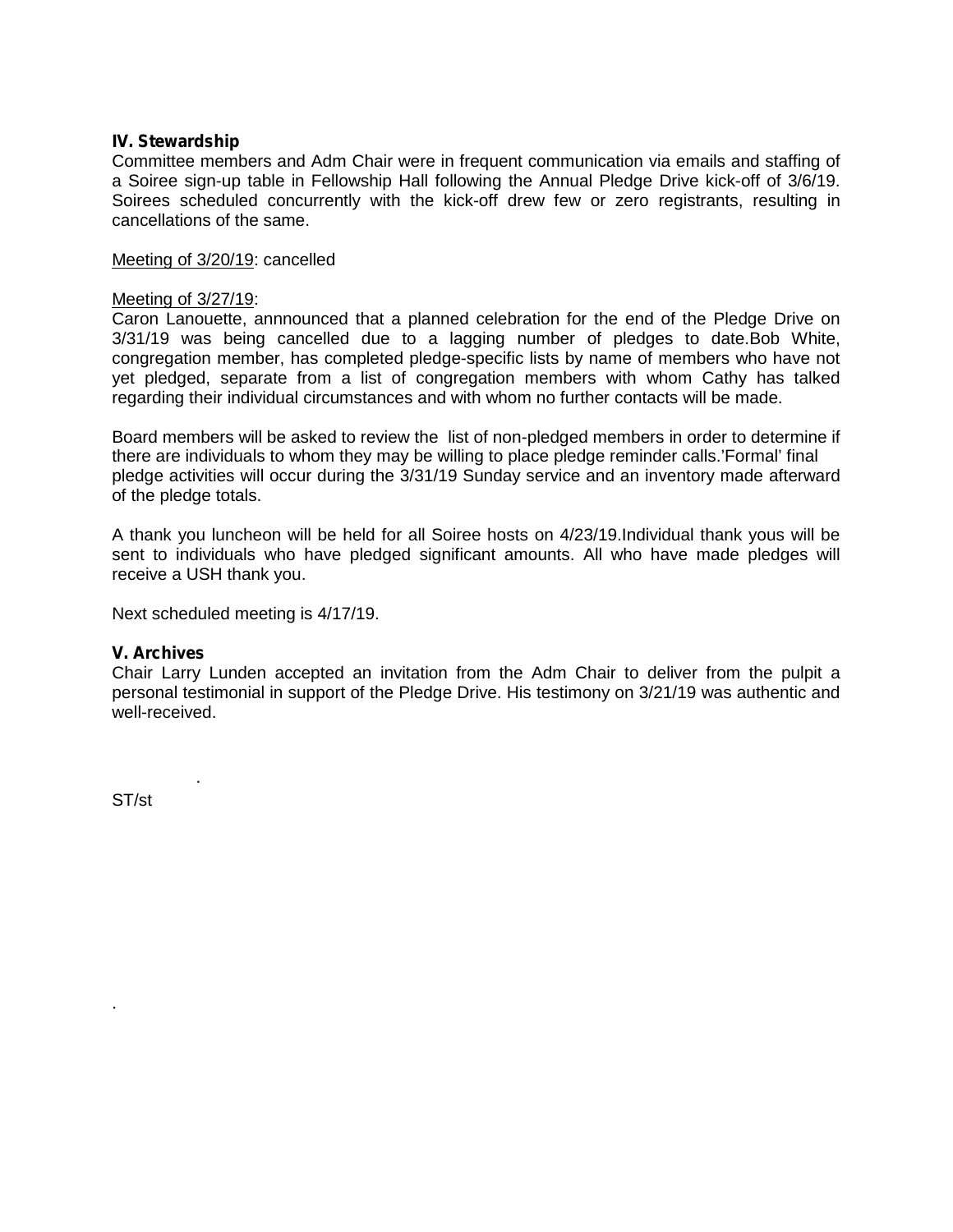**IV. Stewardship**

Committee members and Adm Chair were in frequent communication via emails and staffing of a Soiree sign-up table in Fellowship Hall following the Annual Pledge Drive kick-off of 3/6/19. Soirees scheduled concurrently with the kick-off drew few or zero registrants, resulting in cancellations of the same.

<u>Meeting of 3/20/19</u>: cancelled

<u>Meeting of 3/27/19</u>:

Caron Lanouette, annnounced that a planned celebration for the end of the Pledge Drive on 3/31/19 was being cancelled due to a lagging number of pledges to date.Bob White, congregation member, has completed pledge-specific lists by name of members who have not yet pledged, separate from a list of congregation members with whom Cathy has talked regarding their individual circumstances and with whom no further contacts will be made.

Board members will be asked to review the list of non-pledged members in order to determine if there are individuals to whom they may be willing to place pledge reminder calls.'Formal' final pledge activities will occur during the 3/31/19 Sunday service and an inventory made afterward of the pledge totals.

A thank you luncheon will be held for all Soiree hosts on 4/23/19.Individual thank yous will be sent to individuals who have pledged significant amounts. All who have made pledges will receive a USH thank you.

Next scheduled meeting is 4/17/19.

**V. Archives**

Chair Larry Lunden accepted an invitation from the Adm Chair to deliver from the pulpit a personal testimonial in support of the Pledge Drive. His testimony on 3/21/19 was authentic and well-received.

.

ST/st

.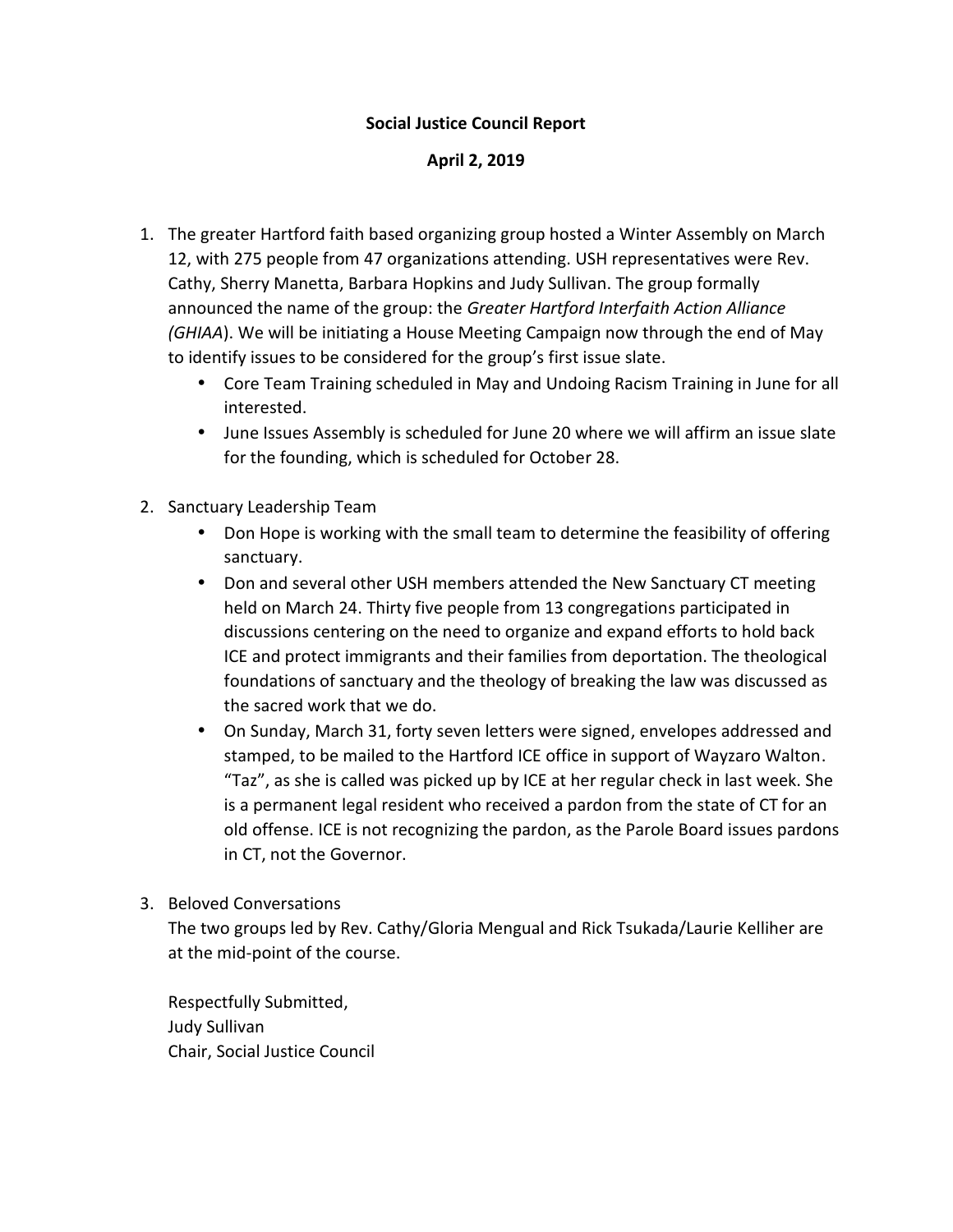**Social Justice Council Report**

**April 2, 2019**

1. The greater Hartford faith based organizing group hosted a Winter Assembly on March 12, with 275 people from 47 organizations attending. USH representatives were Rev. Cathy, Sherry Manetta, Barbara Hopkins and Judy Sullivan. The group formally announced the name of the group: the *Greater Hartford Interfaith Action Alliance (GHIAA*). We will be initiating a House Meeting Campaign now through the end of May to identify issues to be considered for the group's first issue slate.
   - Core Team Training scheduled in May and Undoing Racism Training in June for all interested.
   - June Issues Assembly is scheduled for June 20 where we will affirm an issue slate for the founding, which is scheduled for October 28.

2. Sanctuary Leadership Team
   - Don Hope is working with the small team to determine the feasibility of offering sanctuary.
   - Don and several other USH members attended the New Sanctuary CT meeting held on March 24. Thirty five people from 13 congregations participated in discussions centering on the need to organize and expand efforts to hold back ICE and protect immigrants and their families from deportation. The theological foundations of sanctuary and the theology of breaking the law was discussed as the sacred work that we do.
   - On Sunday, March 31, forty seven letters were signed, envelopes addressed and stamped, to be mailed to the Hartford ICE office in support of Wayzaro Walton. "Taz", as she is called was picked up by ICE at her regular check in last week. She is a permanent legal resident who received a pardon from the state of CT for an old offense. ICE is not recognizing the pardon, as the Parole Board issues pardons in CT, not the Governor.

3. Beloved Conversations

   The two groups led by Rev. Cathy/Gloria Mengual and Rick Tsukada/Laurie Kelliher are at the mid-point of the course.

Respectfully Submitted,
Judy Sullivan
Chair, Social Justice Council